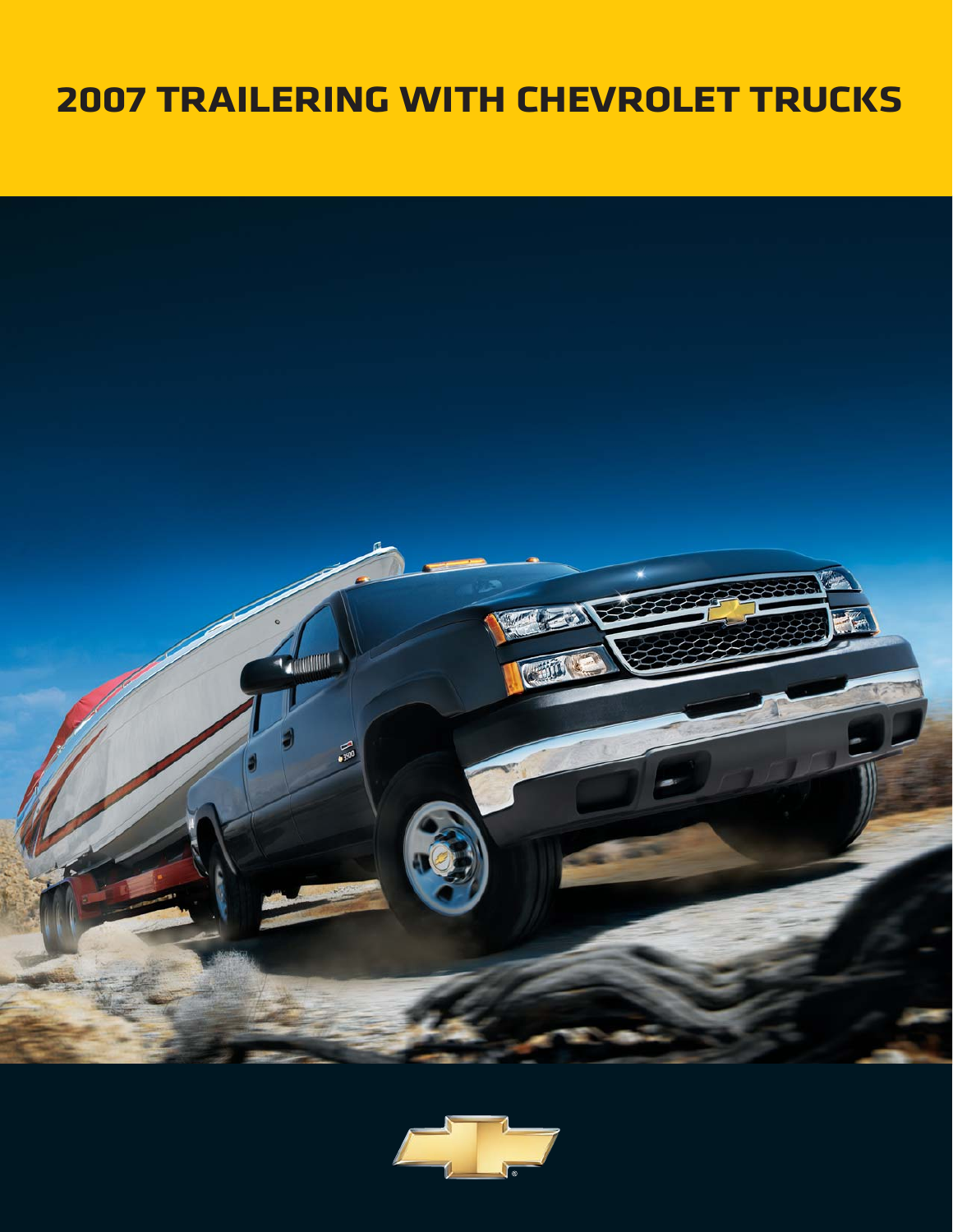# 2007 TRAILERING WITH CHEVROLET TRUCKS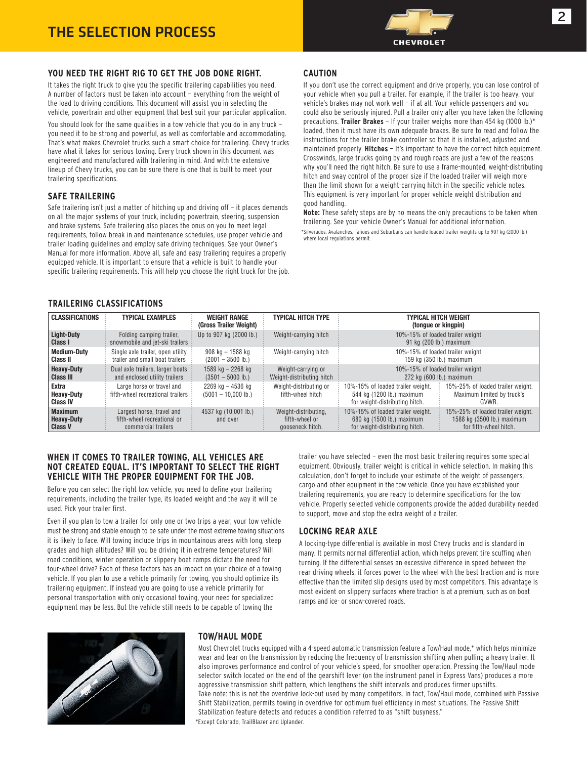# THE SELECTION PROCESS

## YOU NEED THE RIGHT RIG TO GET THE JOB DONE RIGHT.

It takes the right truck to give you the specific trailering capabilities you need. A number of factors must be taken into account – everything from the weight of the load to driving conditions. This document will assist you in selecting the vehicle, powertrain and other equipment that best suit your particular application.

You should look for the same qualities in a tow vehicle that you do in any truck – you need it to be strong and powerful, as well as comfortable and accommodating. That's what makes Chevrolet trucks such a smart choice for trailering. Chevy trucks have what it takes for serious towing. Every truck shown in this document was engineered and manufactured with trailering in mind. And with the extensive lineup of Chevy trucks, you can be sure there is one that is built to meet your trailering specifications.

## SAFE TRAILERING

Safe trailering isn't just a matter of hitching up and driving off – it places demands on all the major systems of your truck, including powertrain, steering, suspension and brake systems. Safe trailering also places the onus on you to meet legal requirements, follow break in and maintenance schedules, use proper vehicle and trailer loading guidelines and employ safe driving techniques. See your Owner's Manual for more information. Above all, safe and easy trailering requires a properly equipped vehicle. It is important to ensure that a vehicle is built to handle your specific trailering requirements. This will help you choose the right truck for the job.

## CAUTION

If you don't use the correct equipment and drive properly, you can lose control of your vehicle when you pull a trailer. For example, if the trailer is too heavy, your vehicle's brakes may not work well – if at all. Your vehicle passengers and you could also be seriously injured. Pull a trailer only after you have taken the following precautions. **Trailer Brakes** – If your trailer weighs more than 454 kg (1000 lb.)* loaded, then it must have its own adequate brakes. Be sure to read and follow the instructions for the trailer brake controller so that it is installed, adjusted and maintained properly. **Hitches** – It's important to have the correct hitch equipment. Crosswinds, large trucks going by and rough roads are just a few of the reasons why you'll need the right hitch. Be sure to use a frame-mounted, weight-distributing hitch and sway control of the proper size if the loaded trailer will weigh more than the limit shown for a weight-carrying hitch in the specific vehicle notes. This equipment is very important for proper vehicle weight distribution and good handling.

**Note:** These safety steps are by no means the only precautions to be taken when trailering. See your vehicle Owner's Manual for additional information.

*Silverados, Avalanches, Tahoes and Suburbans can handle loaded trailer weights up to 907 kg (2000 lb.) where local regulations permit.

## TRAILERING CLASSIFICATIONS

| CLASSIFICATIONS | TYPICAL EXAMPLES | WEIGHT RANGE (Gross Trailer Weight) | TYPICAL HITCH TYPE | TYPICAL HITCH WEIGHT (tongue or kingpin) | |
|---|---|---|---|---|---|
| **Light-Duty Class I** | Folding camping trailer, snowmobile and jet-ski trailers | Up to 907 kg (2000 lb.) | Weight-carrying hitch | 10%-15% of loaded trailer weight 91 kg (200 lb.) maximum | |
| **Medium-Duty Class II** | Single axle trailer, open utility trailer and small boat trailers | 908 kg – 1588 kg (2001 – 3500 lb.) | Weight-carrying hitch | 10%-15% of loaded trailer weight 159 kg (350 lb.) maximum | |
| **Heavy-Duty Class III** | Dual axle trailers, larger boats and enclosed utility trailers | 1589 kg – 2268 kg (3501 – 5000 lb.) | Weight-carrying or Weight-distributing hitch | 10%-15% of loaded trailer weight 272 kg (600 lb.) maximum | |
| **Extra Heavy-Duty Class IV** | Large horse or travel and fifth-wheel recreational trailers | 2269 kg – 4536 kg (5001 – 10,000 lb.) | Weight-distributing or fifth-wheel hitch | 10%-15% of loaded trailer weight. 544 kg (1200 lb.) maximum for weight-distributing hitch. | 15%-25% of loaded trailer weight. Maximum limited by truck's GVWR. |
| **Maximum Heavy-Duty Class V** | Largest horse, travel and fifth-wheel recreational or commercial trailers | 4537 kg (10,001 lb.) and over | Weight-distributing, fifth-wheel or gooseneck hitch. | 10%-15% of loaded trailer weight. 680 kg (1500 lb.) maximum for weight-distributing hitch. | 15%-25% of loaded trailer weight. 1588 kg (3500 lb.) maximum for fifth-wheel hitch. |

## WHEN IT COMES TO TRAILER TOWING, ALL VEHICLES ARE NOT CREATED EQUAL. IT'S IMPORTANT TO SELECT THE RIGHT VEHICLE WITH THE PROPER EQUIPMENT FOR THE JOB.

Before you can select the right tow vehicle, you need to define your trailering requirements, including the trailer type, its loaded weight and the way it will be used. Pick your trailer first.

Even if you plan to tow a trailer for only one or two trips a year, your tow vehicle must be strong and stable enough to be safe under the most extreme towing situations it is likely to face. Will towing include trips in mountainous areas with long, steep grades and high altitudes? Will you be driving it in extreme temperatures? Will road conditions, winter operation or slippery boat ramps dictate the need for four-wheel drive? Each of these factors has an impact on your choice of a towing vehicle. If you plan to use a vehicle primarily for towing, you should optimize its trailering equipment. If instead you are going to use a vehicle primarily for personal transportation with only occasional towing, your need for specialized equipment may be less. But the vehicle still needs to be capable of towing the trailer you have selected – even the most basic trailering requires some special equipment. Obviously, trailer weight is critical in vehicle selection. In making this calculation, don't forget to include your estimate of the weight of passengers, cargo and other equipment in the tow vehicle. Once you have established your trailering requirements, you are ready to determine specifications for the tow vehicle. Properly selected vehicle components provide the added durability needed to support, move and stop the extra weight of a trailer.

## LOCKING REAR AXLE

A locking-type differential is available in most Chevy trucks and is standard in many. It permits normal differential action, which helps prevent tire scuffing when turning. If the differential senses an excessive difference in speed between the rear driving wheels, it forces power to the wheel with the best traction and is more effective than the limited slip designs used by most competitors. This advantage is most evident on slippery surfaces where traction is at a premium, such as on boat ramps and ice- or snow-covered roads.

## TOW/HAUL MODE

Most Chevrolet trucks equipped with a 4-speed automatic transmission feature a Tow/Haul mode,* which helps minimize wear and tear on the transmission by reducing the frequency of transmission shifting when pulling a heavy trailer. It also improves performance and control of your vehicle's speed, for smoother operation. Pressing the Tow/Haul mode selector switch located on the end of the gearshift lever (on the instrument panel in Express Vans) produces a more aggressive transmission shift pattern, which lengthens the shift intervals and produces firmer upshifts.

Take note: this is not the overdrive lock-out used by many competitors. In fact, Tow/Haul mode, combined with Passive Shift Stabilization, permits towing in overdrive for optimum fuel efficiency in most situations. The Passive Shift Stabilization feature detects and reduces a condition referred to as "shift busyness."

*Except Colorado, TrailBlazer and Uplander.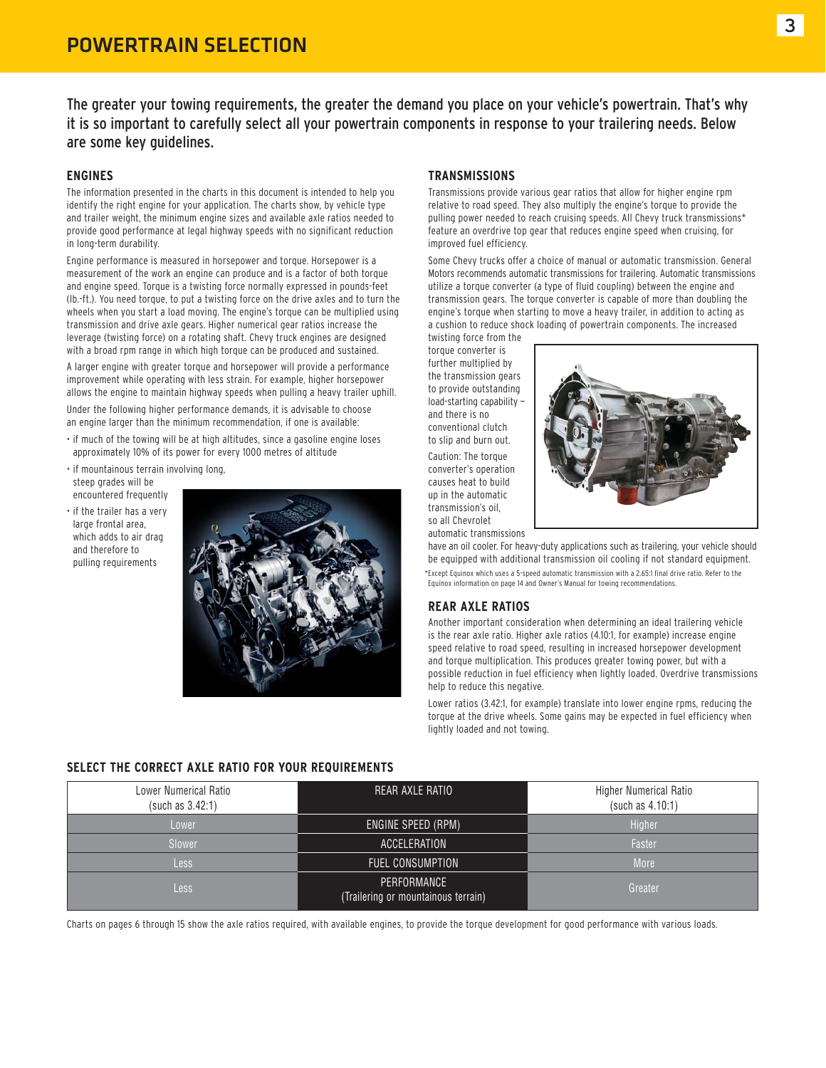# POWERTRAIN SELECTION

The greater your towing requirements, the greater the demand you place on your vehicle's powertrain. That's why it is so important to carefully select all your powertrain components in response to your trailering needs. Below are some key guidelines.

## ENGINES

The information presented in the charts in this document is intended to help you identify the right engine for your application. The charts show, by vehicle type and trailer weight, the minimum engine sizes and available axle ratios needed to provide good performance at legal highway speeds with no significant reduction in long-term durability.

Engine performance is measured in horsepower and torque. Horsepower is a measurement of the work an engine can produce and is a factor of both torque and engine speed. Torque is a twisting force normally expressed in pounds-feet (lb.-ft.). You need torque, to put a twisting force on the drive axles and to turn the wheels when you start a load moving. The engine's torque can be multiplied using transmission and drive axle gears. Higher numerical gear ratios increase the leverage (twisting force) on a rotating shaft. Chevy truck engines are designed with a broad rpm range in which high torque can be produced and sustained.

A larger engine with greater torque and horsepower will provide a performance improvement while operating with less strain. For example, higher horsepower allows the engine to maintain highway speeds when pulling a heavy trailer uphill.

Under the following higher performance demands, it is advisable to choose an engine larger than the minimum recommendation, if one is available:

- if much of the towing will be at high altitudes, since a gasoline engine loses approximately 10% of its power for every 1000 metres of altitude
- if mountainous terrain involving long, steep grades will be encountered frequently
- if the trailer has a very large frontal area, which adds to air drag and therefore to pulling requirements

## TRANSMISSIONS

Transmissions provide various gear ratios that allow for higher engine rpm relative to road speed. They also multiply the engine's torque to provide the pulling power needed to reach cruising speeds. All Chevy truck transmissions* feature an overdrive top gear that reduces engine speed when cruising, for improved fuel efficiency.

Some Chevy trucks offer a choice of manual or automatic transmission. General Motors recommends automatic transmissions for trailering. Automatic transmissions utilize a torque converter (a type of fluid coupling) between the engine and transmission gears. The torque converter is capable of more than doubling the engine's torque when starting to move a heavy trailer, in addition to acting as a cushion to reduce shock loading of powertrain components. The increased twisting force from the torque converter is further multiplied by the transmission gears to provide outstanding load-starting capability – and there is no conventional clutch to slip and burn out.

Caution: The torque converter's operation causes heat to build up in the automatic transmission's oil, so all Chevrolet automatic transmissions have an oil cooler. For heavy-duty applications such as trailering, your vehicle should be equipped with additional transmission oil cooling if not standard equipment.

*Except Equinox which uses a 5-speed automatic transmission with a 2.65:1 final drive ratio. Refer to the Equinox information on page 14 and Owner's Manual for towing recommendations.

## REAR AXLE RATIOS

Another important consideration when determining an ideal trailering vehicle is the rear axle ratio. Higher axle ratios (4.10:1, for example) increase engine speed relative to road speed, resulting in increased horsepower development and torque multiplication. This produces greater towing power, but with a possible reduction in fuel efficiency when lightly loaded. Overdrive transmissions help to reduce this negative.

Lower ratios (3.42:1, for example) translate into lower engine rpms, reducing the torque at the drive wheels. Some gains may be expected in fuel efficiency when lightly loaded and not towing.

## SELECT THE CORRECT AXLE RATIO FOR YOUR REQUIREMENTS

| Lower Numerical Ratio (such as 3.42:1) | REAR AXLE RATIO | Higher Numerical Ratio (such as 4.10:1) |
|---|---|---|
| Lower | ENGINE SPEED (RPM) | Higher |
| Slower | ACCELERATION | Faster |
| Less | FUEL CONSUMPTION | More |
| Less | PERFORMANCE (Trailering or mountainous terrain) | Greater |

Charts on pages 6 through 15 show the axle ratios required, with available engines, to provide the torque development for good performance with various loads.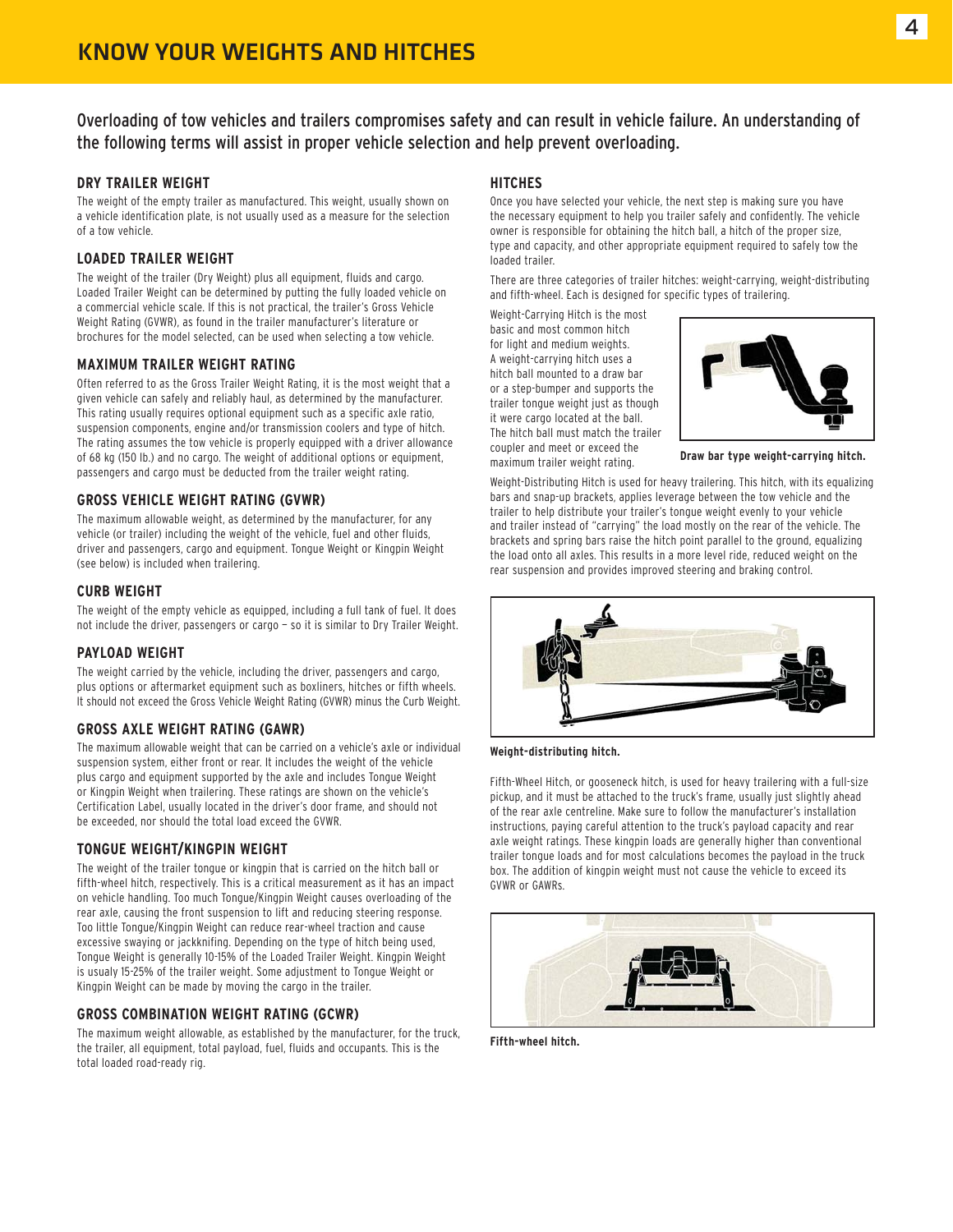# KNOW YOUR WEIGHTS AND HITCHES

Overloading of tow vehicles and trailers compromises safety and can result in vehicle failure. An understanding of the following terms will assist in proper vehicle selection and help prevent overloading.

### DRY TRAILER WEIGHT

The weight of the empty trailer as manufactured. This weight, usually shown on a vehicle identification plate, is not usually used as a measure for the selection of a tow vehicle.

### LOADED TRAILER WEIGHT

The weight of the trailer (Dry Weight) plus all equipment, fluids and cargo. Loaded Trailer Weight can be determined by putting the fully loaded vehicle on a commercial vehicle scale. If this is not practical, the trailer's Gross Vehicle Weight Rating (GVWR), as found in the trailer manufacturer's literature or brochures for the model selected, can be used when selecting a tow vehicle.

### MAXIMUM TRAILER WEIGHT RATING

Often referred to as the Gross Trailer Weight Rating, it is the most weight that a given vehicle can safely and reliably haul, as determined by the manufacturer. This rating usually requires optional equipment such as a specific axle ratio, suspension components, engine and/or transmission coolers and type of hitch. The rating assumes the tow vehicle is properly equipped with a driver allowance of 68 kg (150 lb.) and no cargo. The weight of additional options or equipment, passengers and cargo must be deducted from the trailer weight rating.

### GROSS VEHICLE WEIGHT RATING (GVWR)

The maximum allowable weight, as determined by the manufacturer, for any vehicle (or trailer) including the weight of the vehicle, fuel and other fluids, driver and passengers, cargo and equipment. Tongue Weight or Kingpin Weight (see below) is included when trailering.

### CURB WEIGHT

The weight of the empty vehicle as equipped, including a full tank of fuel. It does not include the driver, passengers or cargo – so it is similar to Dry Trailer Weight.

### PAYLOAD WEIGHT

The weight carried by the vehicle, including the driver, passengers and cargo, plus options or aftermarket equipment such as boxliners, hitches or fifth wheels. It should not exceed the Gross Vehicle Weight Rating (GVWR) minus the Curb Weight.

### GROSS AXLE WEIGHT RATING (GAWR)

The maximum allowable weight that can be carried on a vehicle's axle or individual suspension system, either front or rear. It includes the weight of the vehicle plus cargo and equipment supported by the axle and includes Tongue Weight or Kingpin Weight when trailering. These ratings are shown on the vehicle's Certification Label, usually located in the driver's door frame, and should not be exceeded, nor should the total load exceed the GVWR.

### TONGUE WEIGHT/KINGPIN WEIGHT

The weight of the trailer tongue or kingpin that is carried on the hitch ball or fifth-wheel hitch, respectively. This is a critical measurement as it has an impact on vehicle handling. Too much Tongue/Kingpin Weight causes overloading of the rear axle, causing the front suspension to lift and reducing steering response. Too little Tongue/Kingpin Weight can reduce rear-wheel traction and cause excessive swaying or jackknifing. Depending on the type of hitch being used, Tongue Weight is generally 10-15% of the Loaded Trailer Weight. Kingpin Weight is usualy 15-25% of the trailer weight. Some adjustment to Tongue Weight or Kingpin Weight can be made by moving the cargo in the trailer.

### GROSS COMBINATION WEIGHT RATING (GCWR)

The maximum weight allowable, as established by the manufacturer, for the truck, the trailer, all equipment, total payload, fuel, fluids and occupants. This is the total loaded road-ready rig.

### HITCHES

Once you have selected your vehicle, the next step is making sure you have the necessary equipment to help you trailer safely and confidently. The vehicle owner is responsible for obtaining the hitch ball, a hitch of the proper size, type and capacity, and other appropriate equipment required to safely tow the loaded trailer.

There are three categories of trailer hitches: weight-carrying, weight-distributing and fifth-wheel. Each is designed for specific types of trailering.

Weight-Carrying Hitch is the most basic and most common hitch for light and medium weights. A weight-carrying hitch uses a hitch ball mounted to a draw bar or a step-bumper and supports the trailer tongue weight just as though it were cargo located at the ball. The hitch ball must match the trailer coupler and meet or exceed the maximum trailer weight rating.

**Draw bar type weight-carrying hitch.**

Weight-Distributing Hitch is used for heavy trailering. This hitch, with its equalizing bars and snap-up brackets, applies leverage between the tow vehicle and the trailer to help distribute your trailer's tongue weight evenly to your vehicle and trailer instead of "carrying" the load mostly on the rear of the vehicle. The brackets and spring bars raise the hitch point parallel to the ground, equalizing the load onto all axles. This results in a more level ride, reduced weight on the rear suspension and provides improved steering and braking control.

**Weight-distributing hitch.**

Fifth-Wheel Hitch, or gooseneck hitch, is used for heavy trailering with a full-size pickup, and it must be attached to the truck's frame, usually just slightly ahead of the rear axle centreline. Make sure to follow the manufacturer's installation instructions, paying careful attention to the truck's payload capacity and rear axle weight ratings. These kingpin loads are generally higher than conventional trailer tongue loads and for most calculations becomes the payload in the truck box. The addition of kingpin weight must not cause the vehicle to exceed its GVWR or GAWRs.

**Fifth-wheel hitch.**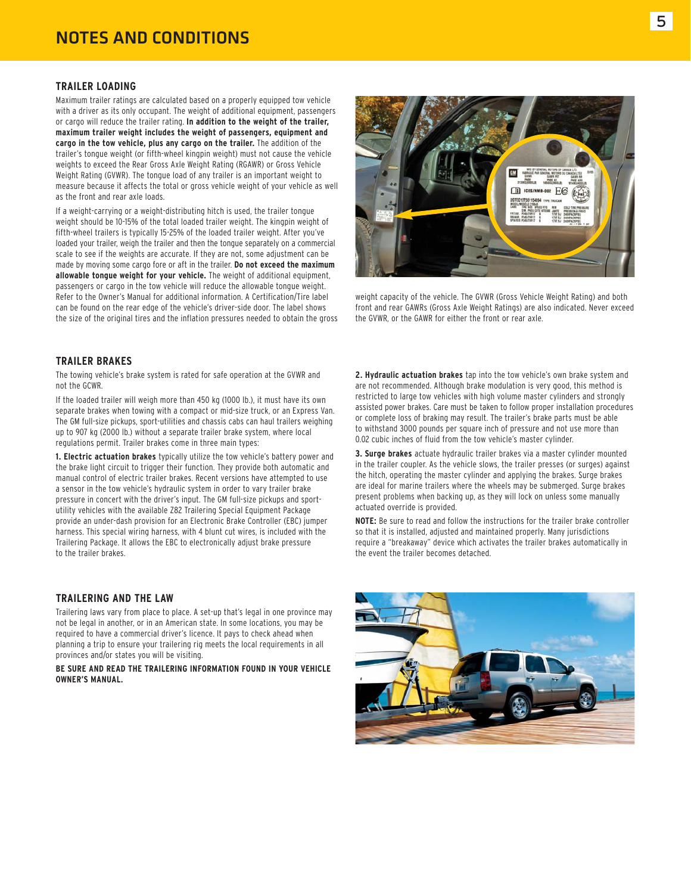# NOTES AND CONDITIONS

## TRAILER LOADING

Maximum trailer ratings are calculated based on a properly equipped tow vehicle with a driver as its only occupant. The weight of additional equipment, passengers or cargo will reduce the trailer rating. **In addition to the weight of the trailer, maximum trailer weight includes the weight of passengers, equipment and cargo in the tow vehicle, plus any cargo on the trailer.** The addition of the trailer's tongue weight (or fifth-wheel kingpin weight) must not cause the vehicle weights to exceed the Rear Gross Axle Weight Rating (RGAWR) or Gross Vehicle Weight Rating (GVWR). The tongue load of any trailer is an important weight to measure because it affects the total or gross vehicle weight of your vehicle as well as the front and rear axle loads.

If a weight-carrying or a weight-distributing hitch is used, the trailer tongue weight should be 10-15% of the total loaded trailer weight. The kingpin weight of fifth-wheel trailers is typically 15-25% of the loaded trailer weight. After you've loaded your trailer, weigh the trailer and then the tongue separately on a commercial scale to see if the weights are accurate. If they are not, some adjustment can be made by moving some cargo fore or aft in the trailer. **Do not exceed the maximum allowable tongue weight for your vehicle.** The weight of additional equipment, passengers or cargo in the tow vehicle will reduce the allowable tongue weight. Refer to the Owner's Manual for additional information. A Certification/Tire label can be found on the rear edge of the vehicle's driver-side door. The label shows the size of the original tires and the inflation pressures needed to obtain the gross weight capacity of the vehicle. The GVWR (Gross Vehicle Weight Rating) and both front and rear GAWRs (Gross Axle Weight Ratings) are also indicated. Never exceed the GVWR, or the GAWR for either the front or rear axle.

## TRAILER BRAKES

The towing vehicle's brake system is rated for safe operation at the GVWR and not the GCWR.

If the loaded trailer will weigh more than 450 kg (1000 lb.), it must have its own separate brakes when towing with a compact or mid-size truck, or an Express Van. The GM full-size pickups, sport-utilities and chassis cabs can haul trailers weighing up to 907 kg (2000 lb.) without a separate trailer brake system, where local regulations permit. Trailer brakes come in three main types:

**1. Electric actuation brakes** typically utilize the tow vehicle's battery power and the brake light circuit to trigger their function. They provide both automatic and manual control of electric trailer brakes. Recent versions have attempted to use a sensor in the tow vehicle's hydraulic system in order to vary trailer brake pressure in concert with the driver's input. The GM full-size pickups and sport-utility vehicles with the available Z82 Trailering Special Equipment Package provide an under-dash provision for an Electronic Brake Controller (EBC) jumper harness. This special wiring harness, with 4 blunt cut wires, is included with the Trailering Package. It allows the EBC to electronically adjust brake pressure to the trailer brakes.

**2. Hydraulic actuation brakes** tap into the tow vehicle's own brake system and are not recommended. Although brake modulation is very good, this method is restricted to large tow vehicles with high volume master cylinders and strongly assisted power brakes. Care must be taken to follow proper installation procedures or complete loss of braking may result. The trailer's brake parts must be able to withstand 3000 pounds per square inch of pressure and not use more than 0.02 cubic inches of fluid from the tow vehicle's master cylinder.

**3. Surge brakes** actuate hydraulic trailer brakes via a master cylinder mounted in the trailer coupler. As the vehicle slows, the trailer presses (or surges) against the hitch, operating the master cylinder and applying the brakes. Surge brakes are ideal for marine trailers where the wheels may be submerged. Surge brakes present problems when backing up, as they will lock on unless some manually actuated override is provided.

**NOTE:** Be sure to read and follow the instructions for the trailer brake controller so that it is installed, adjusted and maintained properly. Many jurisdictions require a "breakaway" device which activates the trailer brakes automatically in the event the trailer becomes detached.

## TRAILERING AND THE LAW

Trailering laws vary from place to place. A set-up that's legal in one province may not be legal in another, or in an American state. In some locations, you may be required to have a commercial driver's licence. It pays to check ahead when planning a trip to ensure your trailering rig meets the local requirements in all provinces and/or states you will be visiting.

**BE SURE AND READ THE TRAILERING INFORMATION FOUND IN YOUR VEHICLE OWNER'S MANUAL.**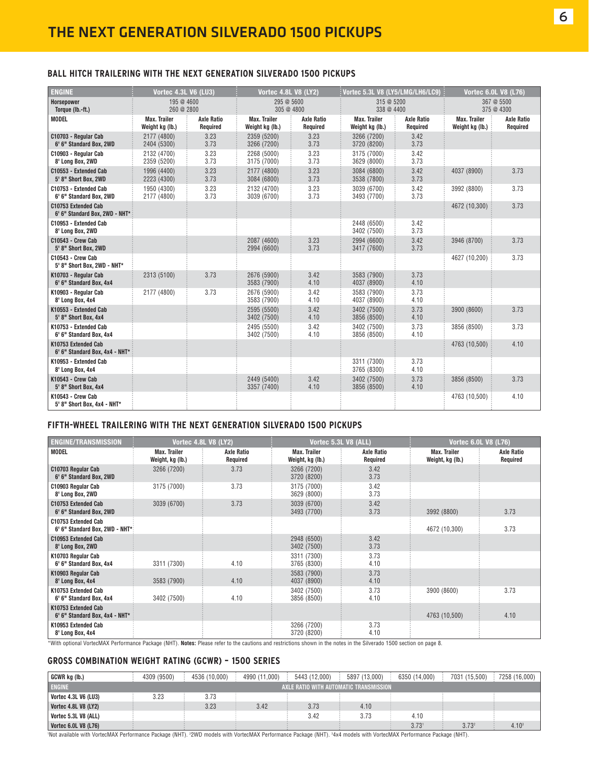# THE NEXT GENERATION SILVERADO 1500 PICKUPS

## BALL HITCH TRAILERING WITH THE NEXT GENERATION SILVERADO 1500 PICKUPS

| ENGINE | Vortec 4.3L V6 (LU3) | | Vortec 4.8L V8 (LY2) | | Vortec 5.3L V8 (LY5/LMG/LH6/LC9) | | Vortec 6.0L V8 (L76) | |
|---|---|---|---|---|---|---|---|---|
| Horsepower<br>Torque (lb.-ft.) | 195 @ 4600<br>260 @ 2800 | | 295 @ 5600<br>305 @ 4800 | | 315 @ 5200<br>338 @ 4400 | | 367 @ 5500<br>375 @ 4300 | |
| MODEL | Max. Trailer Weight kg (lb.) | Axle Ratio Required | Max. Trailer Weight kg (lb.) | Axle Ratio Required | Max. Trailer Weight kg (lb.) | Axle Ratio Required | Max. Trailer Weight kg (lb.) | Axle Ratio Required |
| C10703 - Regular Cab 6' 6" Standard Box, 2WD | 2177 (4800)<br>2404 (5300) | 3.23<br>3.73 | 2359 (5200)<br>3266 (7200) | 3.23<br>3.73 | 3266 (7200)<br>3720 (8200) | 3.42<br>3.73 | | |
| C10903 - Regular Cab 8' Long Box, 2WD | 2132 (4700)<br>2359 (5200) | 3.23<br>3.73 | 2268 (5000)<br>3175 (7000) | 3.23<br>3.73 | 3175 (7000)<br>3629 (8000) | 3.42<br>3.73 | | |
| C10553 - Extended Cab 5' 8" Short Box, 2WD | 1996 (4400)<br>2223 (4300) | 3.23<br>3.73 | 2177 (4800)<br>3084 (6800) | 3.23<br>3.73 | 3084 (6800)<br>3538 (7800) | 3.42<br>3.73 | 4037 (8900) | 3.73 |
| C10753 - Extended Cab 6' 6" Standard Box, 2WD | 1950 (4300)<br>2177 (4800) | 3.23<br>3.73 | 2132 (4700)<br>3039 (6700) | 3.23<br>3.73 | 3039 (6700)<br>3493 (7700) | 3.42<br>3.73 | 3992 (8800) | 3.73 |
| C10753 Extended Cab 6' 6" Standard Box, 2WD - NHT* | | | | | | | 4672 (10,300) | 3.73 |
| C10953 - Extended Cab 8' Long Box, 2WD | | | | | 2448 (6500)<br>3402 (7500) | 3.42<br>3.73 | | |
| C10543 - Crew Cab 5' 8" Short Box, 2WD | | | 2087 (4600)<br>2994 (6600) | 3.23<br>3.73 | 2994 (6600)<br>3417 (7600) | 3.42<br>3.73 | 3946 (8700) | 3.73 |
| C10543 - Crew Cab 5' 8" Short Box, 2WD - NHT* | | | | | | | 4627 (10,200) | 3.73 |
| K10703 - Regular Cab 6' 6" Standard Box, 4x4 | 2313 (5100) | 3.73 | 2676 (5900)<br>3583 (7900) | 3.42<br>4.10 | 3583 (7900)<br>4037 (8900) | 3.73<br>4.10 | | |
| K10903 - Regular Cab 8' Long Box, 4x4 | 2177 (4800) | 3.73 | 2676 (5900)<br>3583 (7900) | 3.42<br>4.10 | 3583 (7900)<br>4037 (8900) | 3.73<br>4.10 | | |
| K10553 - Extended Cab 5' 8" Short Box, 4x4 | | | 2595 (5500)<br>3402 (7500) | 3.42<br>4.10 | 3402 (7500)<br>3856 (8500) | 3.73<br>4.10 | 3900 (8600) | 3.73 |
| K10753 - Extended Cab 6' 6" Standard Box, 4x4 | | | 2495 (5500)<br>3402 (7500) | 3.42<br>4.10 | 3402 (7500)<br>3856 (8500) | 3.73<br>4.10 | 3856 (8500) | 3.73 |
| K10753 Extended Cab 6' 6" Standard Box, 4x4 - NHT* | | | | | | | 4763 (10,500) | 4.10 |
| K10953 - Extended Cab 8' Long Box, 4x4 | | | | | 3311 (7300)<br>3765 (8300) | 3.73<br>4.10 | | |
| K10543 - Crew Cab 5' 8" Short Box, 4x4 | | | 2449 (5400)<br>3357 (7400) | 3.42<br>4.10 | 3402 (7500)<br>3856 (8500) | 3.73<br>4.10 | 3856 (8500) | 3.73 |
| K10543 - Crew Cab 5' 8" Short Box, 4x4 - NHT* | | | | | | | 4763 (10,500) | 4.10 |

## FIFTH-WHEEL TRAILERING WITH THE NEXT GENERATION SILVERADO 1500 PICKUPS

| ENGINE/TRANSMISSION | Vortec 4.8L V8 (LY2) | | Vortec 5.3L V8 (ALL) | | Vortec 6.0L V8 (L76) | |
|---|---|---|---|---|---|---|
| MODEL | Max. Trailer Weight, kg (lb.) | Axle Ratio Required | Max. Trailer Weight, kg (lb.) | Axle Ratio Required | Max. Trailer Weight, kg (lb.) | Axle Ratio Required |
| C10703 Regular Cab 6' 6" Standard Box, 2WD | 3266 (7200) | 3.73 | 3266 (7200)<br>3720 (8200) | 3.42<br>3.73 | | |
| C10903 Regular Cab 8' Long Box, 2WD | 3175 (7000) | 3.73 | 3175 (7000)<br>3629 (8000) | 3.42<br>3.73 | | |
| C10753 Extended Cab 6' 6" Standard Box, 2WD | 3039 (6700) | 3.73 | 3039 (6700)<br>3493 (7700) | 3.42<br>3.73 | 3992 (8800) | 3.73 |
| C10753 Extended Cab 6' 6" Standard Box, 2WD - NHT* | | | | | 4672 (10,300) | 3.73 |
| C10953 Extended Cab 8' Long Box, 2WD | | | 2948 (6500)<br>3402 (7500) | 3.42<br>3.73 | | |
| K10703 Regular Cab 6' 6" Standard Box, 4x4 | 3311 (7300) | 4.10 | 3311 (7300)<br>3765 (8300) | 3.73<br>4.10 | | |
| K10903 Regular Cab 8' Long Box, 4x4 | 3583 (7900) | 4.10 | 3583 (7900)<br>4037 (8900) | 3.73<br>4.10 | | |
| K10753 Extended Cab 6' 6" Standard Box, 4x4 | 3402 (7500) | 4.10 | 3402 (7500)<br>3856 (8500) | 3.73<br>4.10 | 3900 (8600) | 3.73 |
| K10753 Extended Cab 6' 6" Standard Box, 4x4 - NHT* | | | | | 4763 (10,500) | 4.10 |
| K10953 Extended Cab 8' Long Box, 4x4 | | | 3266 (7200)<br>3720 (8200) | 3.73<br>4.10 | | |

*With optional VortecMAX Performance Package (NHT). **Notes:** Please refer to the cautions and restrictions shown in the notes in the Silverado 1500 section on page 8.

## GROSS COMBINATION WEIGHT RATING (GCWR) – 1500 SERIES

| GCWR kg (lb.) | 4309 (9500) | 4536 (10,000) | 4990 (11,000) | 5443 (12,000) | 5897 (13,000) | 6350 (14,000) | 7031 (15,500) | 7258 (16,000) |
|---|---|---|---|---|---|---|---|---|
| ENGINE | AXLE RATIO WITH AUTOMATIC TRANSMISSION | | | | | | | |
| Vortec 4.3L V6 (LU3) | 3.23 | 3.73 | | | | | | |
| Vortec 4.8L V8 (LY2) | | 3.23 | 3.42 | 3.73 | 4.10 | | | |
| Vortec 5.3L V8 (ALL) | | | | 3.42 | 3.73 | 4.10 | | |
| Vortec 6.0L V8 (L76) | | | | | | 3.73[1] | 3.73[2] | 4.10[3] |

[1]Not available with VortecMAX Performance Package (NHT). [2]2WD models with VortecMAX Performance Package (NHT). [3]4x4 models with VortecMAX Performance Package (NHT).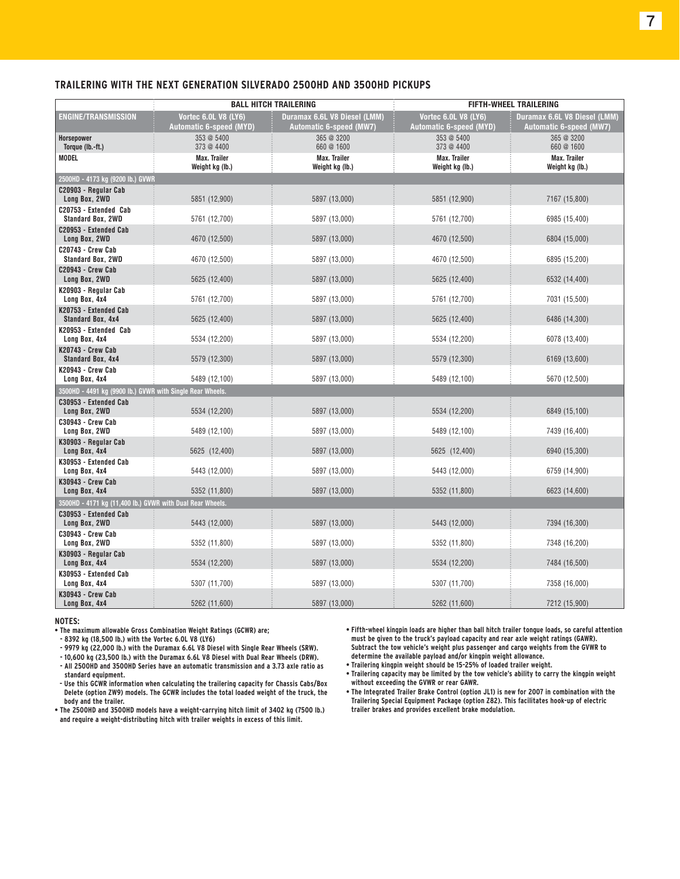## TRAILERING WITH THE NEXT GENERATION SILVERADO 2500HD AND 3500HD PICKUPS

| | BALL HITCH TRAILERING | | FIFTH-WHEEL TRAILERING | |
|---|---|---|---|---|
| **ENGINE/TRANSMISSION** | **Vortec 6.0L V8 (LY6) Automatic 6-speed (MYD)** | **Duramax 6.6L V8 Diesel (LMM) Automatic 6-speed (MW7)** | **Vortec 6.0L V8 (LY6) Automatic 6-speed (MYD)** | **Duramax 6.6L V8 Diesel (LMM) Automatic 6-speed (MW7)** |
| **Horsepower** | 353 @ 5400 | 365 @ 3200 | 353 @ 5400 | 365 @ 3200 |
| **Torque (lb.-ft.)** | 373 @ 4400 | 660 @ 1600 | 373 @ 4400 | 660 @ 1600 |
| **MODEL** | **Max. Trailer Weight kg (lb.)** | **Max. Trailer Weight kg (lb.)** | **Max. Trailer Weight kg (lb.)** | **Max. Trailer Weight kg (lb.)** |
| **2500HD - 4173 kg (9200 lb.) GVWR** | | | | |
| C20903 - Regular Cab Long Box, 2WD | 5851 (12,900) | 5897 (13,000) | 5851 (12,900) | 7167 (15,800) |
| C20753 - Extended Cab Standard Box, 2WD | 5761 (12,700) | 5897 (13,000) | 5761 (12,700) | 6985 (15,400) |
| C20953 - Extended Cab Long Box, 2WD | 4670 (12,500) | 5897 (13,000) | 4670 (12,500) | 6804 (15,000) |
| C20743 - Crew Cab Standard Box, 2WD | 4670 (12,500) | 5897 (13,000) | 4670 (12,500) | 6895 (15,200) |
| C20943 - Crew Cab Long Box, 2WD | 5625 (12,400) | 5897 (13,000) | 5625 (12,400) | 6532 (14,400) |
| K20903 - Regular Cab Long Box, 4x4 | 5761 (12,700) | 5897 (13,000) | 5761 (12,700) | 7031 (15,500) |
| K20753 - Extended Cab Standard Box, 4x4 | 5625 (12,400) | 5897 (13,000) | 5625 (12,400) | 6486 (14,300) |
| K20953 - Extended Cab Long Box, 4x4 | 5534 (12,200) | 5897 (13,000) | 5534 (12,200) | 6078 (13,400) |
| K20743 - Crew Cab Standard Box, 4x4 | 5579 (12,300) | 5897 (13,000) | 5579 (12,300) | 6169 (13,600) |
| K20943 - Crew Cab Long Box, 4x4 | 5489 (12,100) | 5897 (13,000) | 5489 (12,100) | 5670 (12,500) |
| **3500HD - 4491 kg (9900 lb.) GVWR with Single Rear Wheels.** | | | | |
| C30953 - Extended Cab Long Box, 2WD | 5534 (12,200) | 5897 (13,000) | 5534 (12,200) | 6849 (15,100) |
| C30943 - Crew Cab Long Box, 2WD | 5489 (12,100) | 5897 (13,000) | 5489 (12,100) | 7439 (16,400) |
| K30903 - Regular Cab Long Box, 4x4 | 5625 (12,400) | 5897 (13,000) | 5625 (12,400) | 6940 (15,300) |
| K30953 - Extended Cab Long Box, 4x4 | 5443 (12,000) | 5897 (13,000) | 5443 (12,000) | 6759 (14,900) |
| K30943 - Crew Cab Long Box, 4x4 | 5352 (11,800) | 5897 (13,000) | 5352 (11,800) | 6623 (14,600) |
| **3500HD - 4171 kg (11,400 lb.) GVWR with Dual Rear Wheels.** | | | | |
| C30953 - Extended Cab Long Box, 2WD | 5443 (12,000) | 5897 (13,000) | 5443 (12,000) | 7394 (16,300) |
| C30943 - Crew Cab Long Box, 2WD | 5352 (11,800) | 5897 (13,000) | 5352 (11,800) | 7348 (16,200) |
| K30903 - Regular Cab Long Box, 4x4 | 5534 (12,200) | 5897 (13,000) | 5534 (12,200) | 7484 (16,500) |
| K30953 - Extended Cab Long Box, 4x4 | 5307 (11,700) | 5897 (13,000) | 5307 (11,700) | 7358 (16,000) |
| K30943 - Crew Cab Long Box, 4x4 | 5262 (11,600) | 5897 (13,000) | 5262 (11,600) | 7212 (15,900) |

**NOTES:**

- The maximum allowable Gross Combination Weight Ratings (GCWR) are;
  - 8392 kg (18,500 lb.) with the Vortec 6.0L V8 (LY6)
  - 9979 kg (22,000 lb.) with the Duramax 6.6L V8 Diesel with Single Rear Wheels (SRW).
  - 10,600 kg (23,500 lb.) with the Duramax 6.6L V8 Diesel with Dual Rear Wheels (DRW).
  - All 2500HD and 3500HD Series have an automatic transmission and a 3.73 axle ratio as standard equipment.
  - Use this GCWR information when calculating the trailering capacity for Chassis Cabs/Box Delete (option ZW9) models. The GCWR includes the total loaded weight of the truck, the body and the trailer.
- The 2500HD and 3500HD models have a weight-carrying hitch limit of 3402 kg (7500 lb.) and require a weight-distributing hitch with trailer weights in excess of this limit.
- Fifth-wheel kingpin loads are higher than ball hitch trailer tongue loads, so careful attention must be given to the truck's payload capacity and rear axle weight ratings (GAWR). Subtract the tow vehicle's weight plus passenger and cargo weights from the GVWR to determine the available payload and/or kingpin weight allowance.
- Trailering kingpin weight should be 15-25% of loaded trailer weight.
- Trailering capacity may be limited by the tow vehicle's ability to carry the kingpin weight without exceeding the GVWR or rear GAWR.
- The Integrated Trailer Brake Control (option JL1) is new for 2007 in combination with the Trailering Special Equipment Package (option Z82). This facilitates hook-up of electric trailer brakes and provides excellent brake modulation.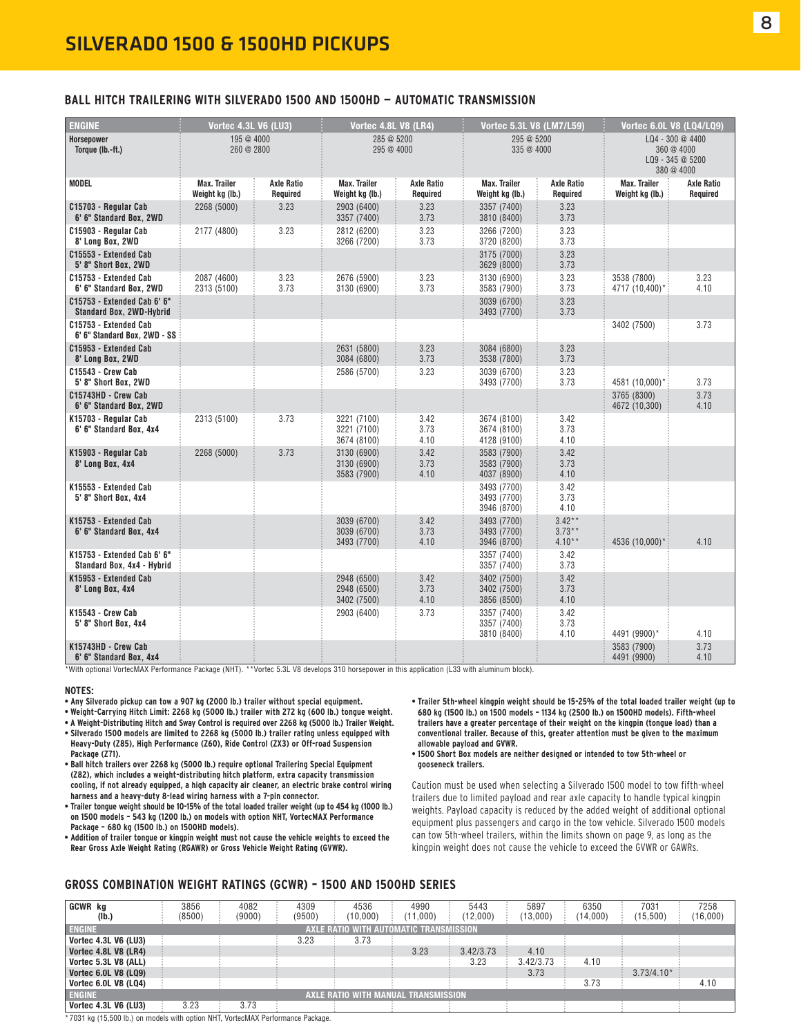# SILVERADO 1500 & 1500HD PICKUPS

## BALL HITCH TRAILERING WITH SILVERADO 1500 AND 1500HD — AUTOMATIC TRANSMISSION

| ENGINE | Vortec 4.3L V6 (LU3) | | Vortec 4.8L V8 (LR4) | | Vortec 5.3L V8 (LM7/L59) | | Vortec 6.0L V8 (LQ4/LQ9) | |
|---|---|---|---|---|---|---|---|---|
| Horsepower<br>Torque (lb.-ft.) | 195 @ 4000<br>260 @ 2800 | | 285 @ 5200<br>295 @ 4000 | | 295 @ 5200<br>335 @ 4000 | | LQ4 - 300 @ 4400<br>360 @ 4000<br>LQ9 - 345 @ 5200<br>380 @ 4000 | |
| MODEL | Max. Trailer Weight kg (lb.) | Axle Ratio Required | Max. Trailer Weight kg (lb.) | Axle Ratio Required | Max. Trailer Weight kg (lb.) | Axle Ratio Required | Max. Trailer Weight kg (lb.) | Axle Ratio Required |
| C15703 - Regular Cab 6' 6" Standard Box, 2WD | 2268 (5000) | 3.23 | 2903 (6400)<br>3357 (7400) | 3.23<br>3.73 | 3357 (7400)<br>3810 (8400) | 3.23<br>3.73 | | |
| C15903 - Regular Cab 8' Long Box, 2WD | 2177 (4800) | 3.23 | 2812 (6200)<br>3266 (7200) | 3.23<br>3.73 | 3266 (7200)<br>3720 (8200) | 3.23<br>3.73 | | |
| C15553 - Extended Cab 5' 8" Short Box, 2WD | | | | | 3175 (7000)<br>3629 (8000) | 3.23<br>3.73 | | |
| C15753 - Extended Cab 6' 6" Standard Box, 2WD | 2087 (4600)<br>2313 (5100) | 3.23<br>3.73 | 2676 (5900)<br>3130 (6900) | 3.23<br>3.73 | 3130 (6900)<br>3583 (7900) | 3.23<br>3.73 | 3538 (7800)<br>4717 (10,400)* | 3.23<br>4.10 |
| C15753 - Extended Cab 6' 6" Standard Box, 2WD-Hybrid | | | | | 3039 (6700)<br>3493 (7700) | 3.23<br>3.73 | | |
| C15753 - Extended Cab 6' 6" Standard Box, 2WD - SS | | | | | | | 3402 (7500) | 3.73 |
| C15953 - Extended Cab 8' Long Box, 2WD | | | 2631 (5800)<br>3084 (6800) | 3.23<br>3.73 | 3084 (6800)<br>3538 (7800) | 3.23<br>3.73 | | |
| C15543 - Crew Cab 5' 8" Short Box, 2WD | | | 2586 (5700) | 3.23 | 3039 (6700)<br>3493 (7700) | 3.23<br>3.73 | 4581 (10,000)* | 3.73 |
| C15743HD - Crew Cab 6' 6" Standard Box, 2WD | | | | | | | 3765 (8300)<br>4672 (10,300) | 3.73<br>4.10 |
| K15703 - Regular Cab 6' 6" Standard Box, 4x4 | 2313 (5100) | 3.73 | 3221 (7100)<br>3221 (7100)<br>3674 (8100) | 3.42<br>3.73<br>4.10 | 3674 (8100)<br>3674 (8100)<br>4128 (9100) | 3.42<br>3.73<br>4.10 | | |
| K15903 - Regular Cab 8' Long Box, 4x4 | 2268 (5000) | 3.73 | 3130 (6900)<br>3130 (6900)<br>3583 (7900) | 3.42<br>3.73<br>4.10 | 3583 (7900)<br>3583 (7900)<br>4037 (8900) | 3.42<br>3.73<br>4.10 | | |
| K15553 - Extended Cab 5' 8" Short Box, 4x4 | | | | | 3493 (7700)<br>3493 (7700)<br>3946 (8700) | 3.42<br>3.73<br>4.10 | | |
| K15753 - Extended Cab 6' 6" Standard Box, 4x4 | | | 3039 (6700)<br>3039 (6700)<br>3493 (7700) | 3.42<br>3.73<br>4.10 | 3493 (7700)<br>3493 (7700)<br>3946 (8700) | 3.42**<br>3.73**<br>4.10** | 4536 (10,000)* | 4.10 |
| K15753 - Extended Cab 6' 6" Standard Box, 4x4 - Hybrid | | | | | 3357 (7400)<br>3357 (7400) | 3.42<br>3.73 | | |
| K15953 - Extended Cab 8' Long Box, 4x4 | | | 2948 (6500)<br>2948 (6500)<br>3402 (7500) | 3.42<br>3.73<br>4.10 | 3402 (7500)<br>3402 (7500)<br>3856 (8500) | 3.42<br>3.73<br>4.10 | | |
| K15543 - Crew Cab 5' 8" Short Box, 4x4 | | | 2903 (6400) | 3.73 | 3357 (7400)<br>3357 (7400)<br>3810 (8400) | 3.42<br>3.73<br>4.10 | 4491 (9900)* | 4.10 |
| K15743HD - Crew Cab 6' 6" Standard Box, 4x4 | | | | | | | 3583 (7900)<br>4491 (9900) | 3.73<br>4.10 |

*With optional VortecMAX Performance Package (NHT). **Vortec 5.3L V8 develops 310 horsepower in this application (L33 with aluminum block).

**NOTES:**

- **Any Silverado pickup can tow a 907 kg (2000 lb.) trailer without special equipment.**
- **Weight-Carrying Hitch Limit: 2268 kg (5000 lb.) trailer with 272 kg (600 lb.) tongue weight.**
- **A Weight-Distributing Hitch and Sway Control is required over 2268 kg (5000 lb.) Trailer Weight.**
- **Silverado 1500 models are limited to 2268 kg (5000 lb.) trailer rating unless equipped with Heavy-Duty (Z85), High Performance (Z60), Ride Control (ZX3) or Off-road Suspension Package (Z71).**
- **Ball hitch trailers over 2268 kg (5000 lb.) require optional Trailering Special Equipment (Z82), which includes a weight-distributing hitch platform, extra capacity transmission cooling, if not already equipped, a high capacity air cleaner, an electric brake control wiring harness and a heavy-duty 8-lead wiring harness with a 7-pin connector.**
- **Trailer tongue weight should be 10-15% of the total loaded trailer weight (up to 454 kg (1000 lb.) on 1500 models – 543 kg (1200 lb.) on models with option NHT, VortecMAX Performance Package – 680 kg (1500 lb.) on 1500HD models).**
- **Addition of trailer tongue or kingpin weight must not cause the vehicle weights to exceed the Rear Gross Axle Weight Rating (RGAWR) or Gross Vehicle Weight Rating (GVWR).**
- **Trailer 5th-wheel kingpin weight should be 15-25% of the total loaded trailer weight (up to 680 kg (1500 lb.) on 1500 models – 1134 kg (2500 lb.) on 1500HD models). Fifth-wheel trailers have a greater percentage of their weight on the kingpin (tongue load) than a conventional trailer. Because of this, greater attention must be given to the maximum allowable payload and GVWR.**
- **1500 Short Box models are neither designed or intended to tow 5th-wheel or gooseneck trailers.**

Caution must be used when selecting a Silverado 1500 model to tow fifth-wheel trailers due to limited payload and rear axle capacity to handle typical kingpin weights. Payload capacity is reduced by the added weight of additional optional equipment plus passengers and cargo in the tow vehicle. Silverado 1500 models can tow 5th-wheel trailers, within the limits shown on page 9, as long as the kingpin weight does not cause the vehicle to exceed the GVWR or GAWRs.

## GROSS COMBINATION WEIGHT RATINGS (GCWR) – 1500 AND 1500HD SERIES

| GCWR kg (lb.) | 3856 (8500) | 4082 (9000) | 4309 (9500) | 4536 (10,000) | 4990 (11,000) | 5443 (12,000) | 5897 (13,000) | 6350 (14,000) | 7031 (15,500) | 7258 (16,000) |
|---|---|---|---|---|---|---|---|---|---|---|
| **ENGINE** | **AXLE RATIO WITH AUTOMATIC TRANSMISSION** | | | | | | | | | |
| Vortec 4.3L V6 (LU3) | | | 3.23 | 3.73 | | | | | | |
| Vortec 4.8L V8 (LR4) | | | | | 3.23 | 3.42/3.73 | 4.10 | | | |
| Vortec 5.3L V8 (ALL) | | | | | | 3.23 | 3.42/3.73 | 4.10 | | |
| Vortec 6.0L V8 (LQ9) | | | | | | | 3.73 | | 3.73/4.10* | |
| Vortec 6.0L V8 (LQ4) | | | | | | | | 3.73 | | 4.10 |
| **ENGINE** | **AXLE RATIO WITH MANUAL TRANSMISSION** | | | | | | | | | |
| Vortec 4.3L V6 (LU3) | 3.23 | 3.73 | | | | | | | | |

* 7031 kg (15,500 lb.) on models with option NHT, VortecMAX Performance Package.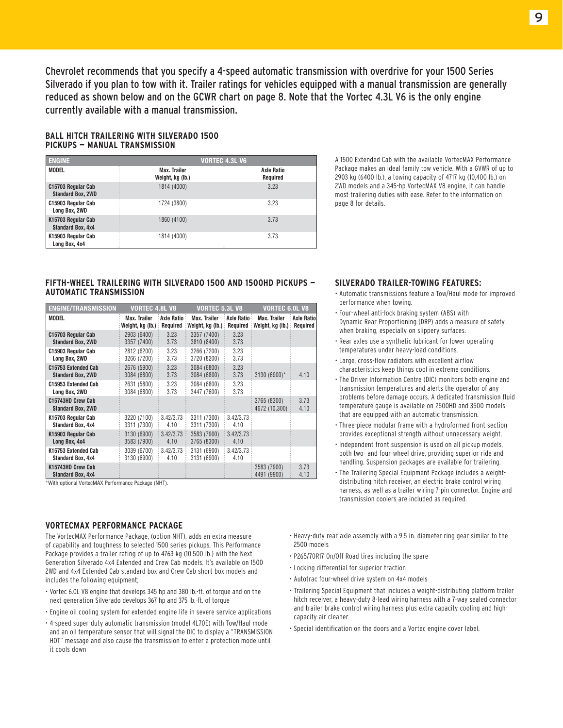Chevrolet recommends that you specify a 4-speed automatic transmission with overdrive for your 1500 Series Silverado if you plan to tow with it. Trailer ratings for vehicles equipped with a manual transmission are generally reduced as shown below and on the GCWR chart on page 8. Note that the Vortec 4.3L V6 is the only engine currently available with a manual transmission.

### BALL HITCH TRAILERING WITH SILVERADO 1500 PICKUPS — MANUAL TRANSMISSION

| ENGINE | VORTEC 4.3L V6 | |
|---|---|---|
| MODEL | Max. Trailer Weight, kg (lb.) | Axle Ratio Required |
| C15703 Regular Cab Standard Box, 2WD | 1814 (4000) | 3.23 |
| C15903 Regular Cab Long Box, 2WD | 1724 (3800) | 3.23 |
| K15703 Regular Cab Standard Box, 4x4 | 1860 (4100) | 3.73 |
| K15903 Regular Cab Long Box, 4x4 | 1814 (4000) | 3.73 |

A 1500 Extended Cab with the available VortecMAX Performance Package makes an ideal family tow vehicle. With a GVWR of up to 2903 kg (6400 lb.), a towing capacity of 4717 kg (10,400 lb.) on 2WD models and a 345-hp VortecMAX V8 engine, it can handle most trailering duties with ease. Refer to the information on page 8 for details.

### FIFTH-WHEEL TRAILERING WITH SILVERADO 1500 AND 1500HD PICKUPS — AUTOMATIC TRANSMISSION

| ENGINE/TRANSMISSION | VORTEC 4.8L V8 | | VORTEC 5.3L V8 | | VORTEC 6.0L V8 | |
|---|---|---|---|---|---|---|
| MODEL | Max. Trailer Weight, kg (lb.) | Axle Ratio Required | Max. Trailer Weight, kg (lb.) | Axle Ratio Required | Max. Trailer Weight, kg (lb.) | Axle Ratio Required |
| C15703 Regular Cab Standard Box, 2WD | 2903 (6400) 3357 (7400) | 3.23 3.73 | 3357 (7400) 3810 (8400) | 3.23 3.73 | | |
| C15903 Regular Cab Long Box, 2WD | 2812 (6200) 3266 (7200) | 3.23 3.73 | 3266 (7200) 3720 (8200) | 3.23 3.73 | | |
| C15753 Extended Cab Standard Box, 2WD | 2676 (5900) 3084 (6800) | 3.23 3.73 | 3084 (6800) 3084 (6800) | 3.23 3.73 | 3130 (6900)* | 4.10 |
| C15953 Extended Cab Long Box, 2WD | 2631 (5800) 3084 (6800) | 3.23 3.73 | 3084 (6800) 3447 (7600) | 3.23 3.73 | | |
| C15743HD Crew Cab Standard Box, 2WD | | | | | 3765 (8300) 4672 (10,300) | 3.73 4.10 |
| K15703 Regular Cab Standard Box, 4x4 | 3220 (7100) 3311 (7300) | 3.42/3.73 4.10 | 3311 (7300) 3311 (7300) | 3.42/3.73 4.10 | | |
| K15903 Regular Cab Long Box, 4x4 | 3130 (6900) 3583 (7900) | 3.42/3.73 4.10 | 3583 (7900) 3765 (8300) | 3.42/3.73 4.10 | | |
| K15753 Extended Cab Standard Box, 4x4 | 3039 (6700) 3130 (6900) | 3.42/3.73 4.10 | 3131 (6900) 3131 (6900) | 3.42/3.73 4.10 | | |
| K15743HD Crew Cab Standard Box, 4x4 | | | | | 3583 (7900) 4491 (9900) | 3.73 4.10 |

*With optional VortecMAX Performance Package (NHT).

### SILVERADO TRAILER-TOWING FEATURES:

- Automatic transmissions feature a Tow/Haul mode for improved performance when towing.
- Four-wheel anti-lock braking system (ABS) with Dynamic Rear Proportioning (DRP) adds a measure of safety when braking, especially on slippery surfaces.
- Rear axles use a synthetic lubricant for lower operating temperatures under heavy-load conditions.
- Large, cross-flow radiators with excellent airflow characteristics keep things cool in extreme conditions.
- The Driver Information Centre (DIC) monitors both engine and transmission temperatures and alerts the operator of any problems before damage occurs. A dedicated transmission fluid temperature gauge is available on 2500HD and 3500 models that are equipped with an automatic transmission.
- Three-piece modular frame with a hydroformed front section provides exceptional strength without unnecessary weight.
- Independent front suspension is used on all pickup models, both two- and four-wheel drive, providing superior ride and handling. Suspension packages are available for trailering.
- The Trailering Special Equipment Package includes a weight-distributing hitch receiver, an electric brake control wiring harness, as well as a trailer wiring 7-pin connector. Engine and transmission coolers are included as required.

### VORTECMAX PERFORMANCE PACKAGE

The VortecMAX Performance Package, (option NHT), adds an extra measure of capability and toughness to selected 1500 series pickups. This Performance Package provides a trailer rating of up to 4763 kg (10,500 lb.) with the Next Generation Silverado 4x4 Extended and Crew Cab models. It's available on 1500 2WD and 4x4 Extended Cab standard box and Crew Cab short box models and includes the following equipment;

- Vortec 6.0L V8 engine that develops 345 hp and 380 lb.-ft. of torque and on the next generation Silverado develops 367 hp and 375 lb.-ft. of torque
- Engine oil cooling system for extended engine life in severe service applications
- 4-speed super-duty automatic transmission (model 4L70E) with Tow/Haul mode and an oil temperature sensor that will signal the DIC to display a "TRANSMISSION HOT" message and also cause the transmission to enter a protection mode until it cools down
- Heavy-duty rear axle assembly with a 9.5 in. diameter ring gear similar to the 2500 models
- P265/70R17 On/Off Road tires including the spare
- Locking differential for superior traction
- Autotrac four-wheel drive system on 4x4 models
- Trailering Special Equipment that includes a weight-distributing platform trailer hitch receiver, a heavy-duty 8-lead wiring harness with a 7-way sealed connector and trailer brake control wiring harness plus extra capacity cooling and high-capacity air cleaner
- Special identification on the doors and a Vortec engine cover label.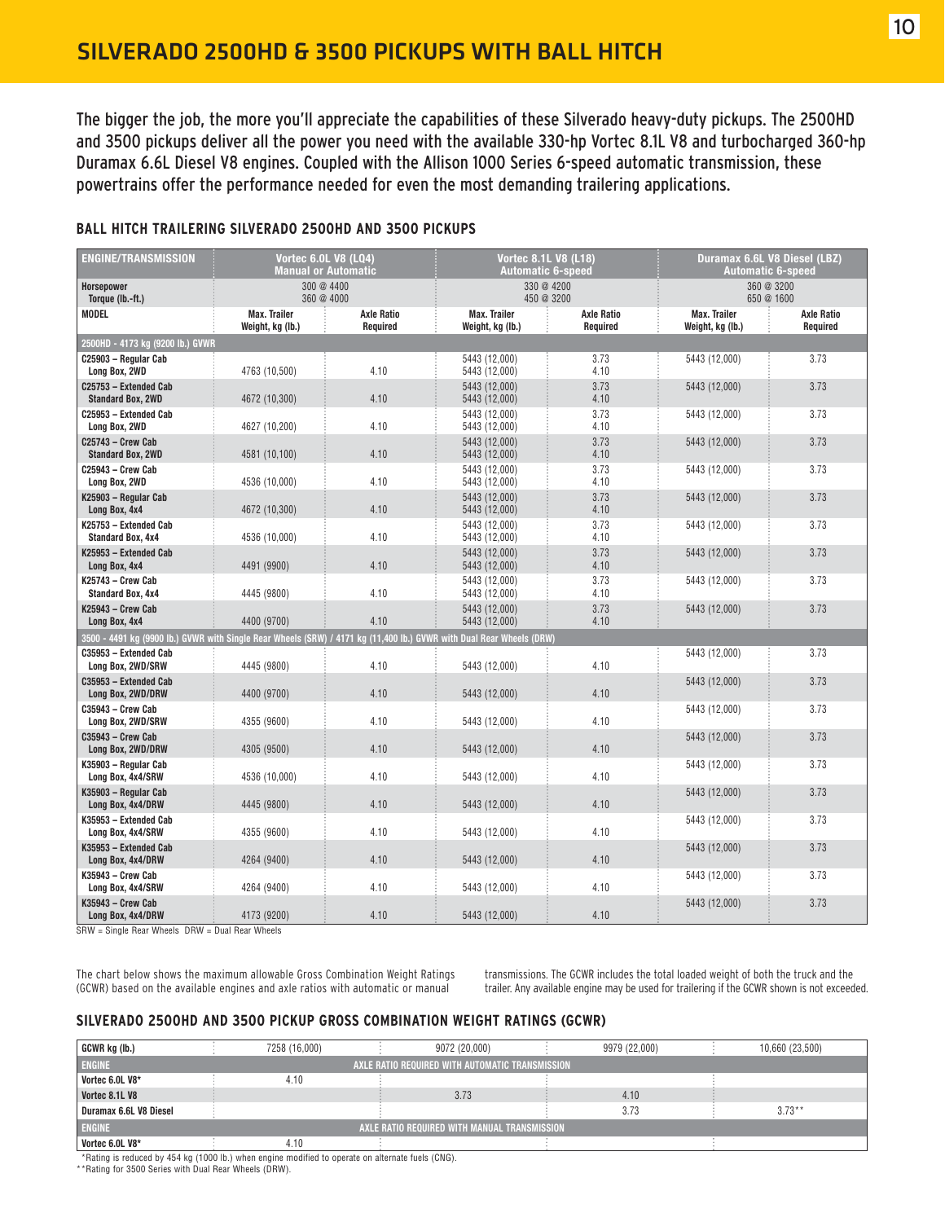# SILVERADO 2500HD & 3500 PICKUPS WITH BALL HITCH

The bigger the job, the more you'll appreciate the capabilities of these Silverado heavy-duty pickups. The 2500HD and 3500 pickups deliver all the power you need with the available 330-hp Vortec 8.1L V8 and turbocharged 360-hp Duramax 6.6L Diesel V8 engines. Coupled with the Allison 1000 Series 6-speed automatic transmission, these powertrains offer the performance needed for even the most demanding trailering applications.

## BALL HITCH TRAILERING SILVERADO 2500HD AND 3500 PICKUPS

| ENGINE/TRANSMISSION | Vortec 6.0L V8 (LQ4) Manual or Automatic | | Vortec 8.1L V8 (L18) Automatic 6-speed | | Duramax 6.6L V8 Diesel (LBZ) Automatic 6-speed | |
|---|---|---|---|---|---|---|
| Horsepower<br>Torque (lb.-ft.) | 300 @ 4400<br>360 @ 4000 | | 330 @ 4200<br>450 @ 3200 | | 360 @ 3200<br>650 @ 1600 | |
| MODEL | Max. Trailer Weight, kg (lb.) | Axle Ratio Required | Max. Trailer Weight, kg (lb.) | Axle Ratio Required | Max. Trailer Weight, kg (lb.) | Axle Ratio Required |
| **2500HD - 4173 kg (9200 lb.) GVWR** | | | | | | |
| C25903 – Regular Cab Long Box, 2WD | 4763 (10,500) | 4.10 | 5443 (12,000)<br>5443 (12,000) | 3.73<br>4.10 | 5443 (12,000) | 3.73 |
| C25753 – Extended Cab Standard Box, 2WD | 4672 (10,300) | 4.10 | 5443 (12,000)<br>5443 (12,000) | 3.73<br>4.10 | 5443 (12,000) | 3.73 |
| C25953 – Extended Cab Long Box, 2WD | 4627 (10,200) | 4.10 | 5443 (12,000)<br>5443 (12,000) | 3.73<br>4.10 | 5443 (12,000) | 3.73 |
| C25743 – Crew Cab Standard Box, 2WD | 4581 (10,100) | 4.10 | 5443 (12,000)<br>5443 (12,000) | 3.73<br>4.10 | 5443 (12,000) | 3.73 |
| C25943 – Crew Cab Long Box, 2WD | 4536 (10,000) | 4.10 | 5443 (12,000)<br>5443 (12,000) | 3.73<br>4.10 | 5443 (12,000) | 3.73 |
| K25903 – Regular Cab Long Box, 4x4 | 4672 (10,300) | 4.10 | 5443 (12,000)<br>5443 (12,000) | 3.73<br>4.10 | 5443 (12,000) | 3.73 |
| K25753 – Extended Cab Standard Box, 4x4 | 4536 (10,000) | 4.10 | 5443 (12,000)<br>5443 (12,000) | 3.73<br>4.10 | 5443 (12,000) | 3.73 |
| K25953 – Extended Cab Long Box, 4x4 | 4491 (9900) | 4.10 | 5443 (12,000)<br>5443 (12,000) | 3.73<br>4.10 | 5443 (12,000) | 3.73 |
| K25743 – Crew Cab Standard Box, 4x4 | 4445 (9800) | 4.10 | 5443 (12,000)<br>5443 (12,000) | 3.73<br>4.10 | 5443 (12,000) | 3.73 |
| K25943 – Crew Cab Long Box, 4x4 | 4400 (9700) | 4.10 | 5443 (12,000)<br>5443 (12,000) | 3.73<br>4.10 | 5443 (12,000) | 3.73 |
| **3500 - 4491 kg (9900 lb.) GVWR with Single Rear Wheels (SRW) / 4171 kg (11,400 lb.) GVWR with Dual Rear Wheels (DRW)** | | | | | | |
| C35953 – Extended Cab Long Box, 2WD/SRW | 4445 (9800) | 4.10 | 5443 (12,000) | 4.10 | 5443 (12,000) | 3.73 |
| C35953 – Extended Cab Long Box, 2WD/DRW | 4400 (9700) | 4.10 | 5443 (12,000) | 4.10 | 5443 (12,000) | 3.73 |
| C35943 – Crew Cab Long Box, 2WD/SRW | 4355 (9600) | 4.10 | 5443 (12,000) | 4.10 | 5443 (12,000) | 3.73 |
| C35943 – Crew Cab Long Box, 2WD/DRW | 4305 (9500) | 4.10 | 5443 (12,000) | 4.10 | 5443 (12,000) | 3.73 |
| K35903 – Regular Cab Long Box, 4x4/SRW | 4536 (10,000) | 4.10 | 5443 (12,000) | 4.10 | 5443 (12,000) | 3.73 |
| K35903 – Regular Cab Long Box, 4x4/DRW | 4445 (9800) | 4.10 | 5443 (12,000) | 4.10 | 5443 (12,000) | 3.73 |
| K35953 – Extended Cab Long Box, 4x4/SRW | 4355 (9600) | 4.10 | 5443 (12,000) | 4.10 | 5443 (12,000) | 3.73 |
| K35953 – Extended Cab Long Box, 4x4/DRW | 4264 (9400) | 4.10 | 5443 (12,000) | 4.10 | 5443 (12,000) | 3.73 |
| K35943 – Crew Cab Long Box, 4x4/SRW | 4264 (9400) | 4.10 | 5443 (12,000) | 4.10 | 5443 (12,000) | 3.73 |
| K35943 – Crew Cab Long Box, 4x4/DRW | 4173 (9200) | 4.10 | 5443 (12,000) | 4.10 | 5443 (12,000) | 3.73 |

SRW = Single Rear Wheels DRW = Dual Rear Wheels

The chart below shows the maximum allowable Gross Combination Weight Ratings (GCWR) based on the available engines and axle ratios with automatic or manual transmissions. The GCWR includes the total loaded weight of both the truck and the trailer. Any available engine may be used for trailering if the GCWR shown is not exceeded.

## SILVERADO 2500HD AND 3500 PICKUP GROSS COMBINATION WEIGHT RATINGS (GCWR)

| GCWR kg (lb.) | 7258 (16,000) | 9072 (20,000) | 9979 (22,000) | 10,660 (23,500) |
|---|---|---|---|---|
| **ENGINE** | **AXLE RATIO REQUIRED WITH AUTOMATIC TRANSMISSION** | | | |
| Vortec 6.0L V8* | 4.10 | | | |
| Vortec 8.1L V8 | | 3.73 | 4.10 | |
| Duramax 6.6L V8 Diesel | | | 3.73 | 3.73** |
| **ENGINE** | **AXLE RATIO REQUIRED WITH MANUAL TRANSMISSION** | | | |
| Vortec 6.0L V8* | 4.10 | | | |

*Rating is reduced by 454 kg (1000 lb.) when engine modified to operate on alternate fuels (CNG).

**Rating for 3500 Series with Dual Rear Wheels (DRW).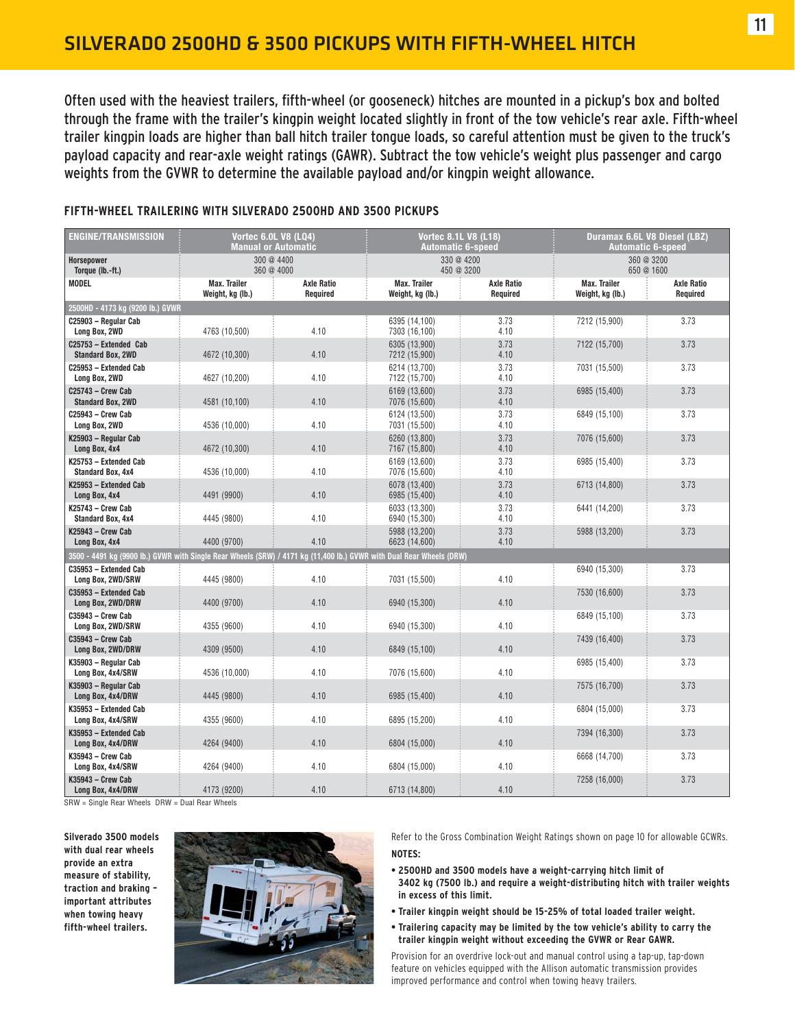# SILVERADO 2500HD & 3500 PICKUPS WITH FIFTH-WHEEL HITCH

Often used with the heaviest trailers, fifth-wheel (or gooseneck) hitches are mounted in a pickup's box and bolted through the frame with the trailer's kingpin weight located slightly in front of the tow vehicle's rear axle. Fifth-wheel trailer kingpin loads are higher than ball hitch trailer tongue loads, so careful attention must be given to the truck's payload capacity and rear-axle weight ratings (GAWR). Subtract the tow vehicle's weight plus passenger and cargo weights from the GVWR to determine the available payload and/or kingpin weight allowance.

### FIFTH-WHEEL TRAILERING WITH SILVERADO 2500HD AND 3500 PICKUPS

| ENGINE/TRANSMISSION | Vortec 6.0L V8 (LQ4) Manual or Automatic | | Vortec 8.1L V8 (L18) Automatic 6-speed | | Duramax 6.6L V8 Diesel (LBZ) Automatic 6-speed | |
|---|---|---|---|---|---|---|
| Horsepower<br>Torque (lb.-ft.) | 300 @ 4400<br>360 @ 4000 | | 330 @ 4200<br>450 @ 3200 | | 360 @ 3200<br>650 @ 1600 | |
| MODEL | Max. Trailer Weight, kg (lb.) | Axle Ratio Required | Max. Trailer Weight, kg (lb.) | Axle Ratio Required | Max. Trailer Weight, kg (lb.) | Axle Ratio Required |
| **2500HD - 4173 kg (9200 lb.) GVWR** | | | | | | |
| C25903 – Regular Cab Long Box, 2WD | 4763 (10,500) | 4.10 | 6395 (14,100)<br>7303 (16,100) | 3.73<br>4.10 | 7212 (15,900) | 3.73 |
| C25753 – Extended Cab Standard Box, 2WD | 4672 (10,300) | 4.10 | 6305 (13,900)<br>7212 (15,900) | 3.73<br>4.10 | 7122 (15,700) | 3.73 |
| C25953 – Extended Cab Long Box, 2WD | 4627 (10,200) | 4.10 | 6214 (13,700)<br>7122 (15,700) | 3.73<br>4.10 | 7031 (15,500) | 3.73 |
| C25743 – Crew Cab Standard Box, 2WD | 4581 (10,100) | 4.10 | 6169 (13,600)<br>7076 (15,600) | 3.73<br>4.10 | 6985 (15,400) | 3.73 |
| C25943 – Crew Cab Long Box, 2WD | 4536 (10,000) | 4.10 | 6124 (13,500)<br>7031 (15,500) | 3.73<br>4.10 | 6849 (15,100) | 3.73 |
| K25903 – Regular Cab Long Box, 4x4 | 4672 (10,300) | 4.10 | 6260 (13,800)<br>7167 (15,800) | 3.73<br>4.10 | 7076 (15,600) | 3.73 |
| K25753 – Extended Cab Standard Box, 4x4 | 4536 (10,000) | 4.10 | 6169 (13,600)<br>7076 (15,600) | 3.73<br>4.10 | 6985 (15,400) | 3.73 |
| K25953 – Extended Cab Long Box, 4x4 | 4491 (9900) | 4.10 | 6078 (13,400)<br>6985 (15,400) | 3.73<br>4.10 | 6713 (14,800) | 3.73 |
| K25743 – Crew Cab Standard Box, 4x4 | 4445 (9800) | 4.10 | 6033 (13,300)<br>6940 (15,300) | 3.73<br>4.10 | 6441 (14,200) | 3.73 |
| K25943 – Crew Cab Long Box, 4x4 | 4400 (9700) | 4.10 | 5988 (13,200)<br>6623 (14,600) | 3.73<br>4.10 | 5988 (13,200) | 3.73 |
| **3500 - 4491 kg (9900 lb.) GVWR with Single Rear Wheels (SRW) / 4171 kg (11,400 lb.) GVWR with Dual Rear Wheels (DRW)** | | | | | | |
| C35953 – Extended Cab Long Box, 2WD/SRW | 4445 (9800) | 4.10 | 7031 (15,500) | 4.10 | 6940 (15,300) | 3.73 |
| C35953 – Extended Cab Long Box, 2WD/DRW | 4400 (9700) | 4.10 | 6940 (15,300) | 4.10 | 7530 (16,600) | 3.73 |
| C35943 – Crew Cab Long Box, 2WD/SRW | 4355 (9600) | 4.10 | 6940 (15,300) | 4.10 | 6849 (15,100) | 3.73 |
| C35943 – Crew Cab Long Box, 2WD/DRW | 4309 (9500) | 4.10 | 6849 (15,100) | 4.10 | 7439 (16,400) | 3.73 |
| K35903 – Regular Cab Long Box, 4x4/SRW | 4536 (10,000) | 4.10 | 7076 (15,600) | 4.10 | 6985 (15,400) | 3.73 |
| K35903 – Regular Cab Long Box, 4x4/DRW | 4445 (9800) | 4.10 | 6985 (15,400) | 4.10 | 7575 (16,700) | 3.73 |
| K35953 – Extended Cab Long Box, 4x4/SRW | 4355 (9600) | 4.10 | 6895 (15,200) | 4.10 | 6804 (15,000) | 3.73 |
| K35953 – Extended Cab Long Box, 4x4/DRW | 4264 (9400) | 4.10 | 6804 (15,000) | 4.10 | 7394 (16,300) | 3.73 |
| K35943 – Crew Cab Long Box, 4x4/SRW | 4264 (9400) | 4.10 | 6804 (15,000) | 4.10 | 6668 (14,700) | 3.73 |
| K35943 – Crew Cab Long Box, 4x4/DRW | 4173 (9200) | 4.10 | 6713 (14,800) | 4.10 | 7258 (16,000) | 3.73 |

SRW = Single Rear Wheels DRW = Dual Rear Wheels

**Silverado 3500 models with dual rear wheels provide an extra measure of stability, traction and braking – important attributes when towing heavy fifth-wheel trailers.**

Refer to the Gross Combination Weight Ratings shown on page 10 for allowable GCWRs.

**NOTES:**

- **2500HD and 3500 models have a weight-carrying hitch limit of 3402 kg (7500 lb.) and require a weight-distributing hitch with trailer weights in excess of this limit.**
- **Trailer kingpin weight should be 15-25% of total loaded trailer weight.**
- **Trailering capacity may be limited by the tow vehicle's ability to carry the trailer kingpin weight without exceeding the GVWR or Rear GAWR.**

Provision for an overdrive lock-out and manual control using a tap-up, tap-down feature on vehicles equipped with the Allison automatic transmission provides improved performance and control when towing heavy trailers.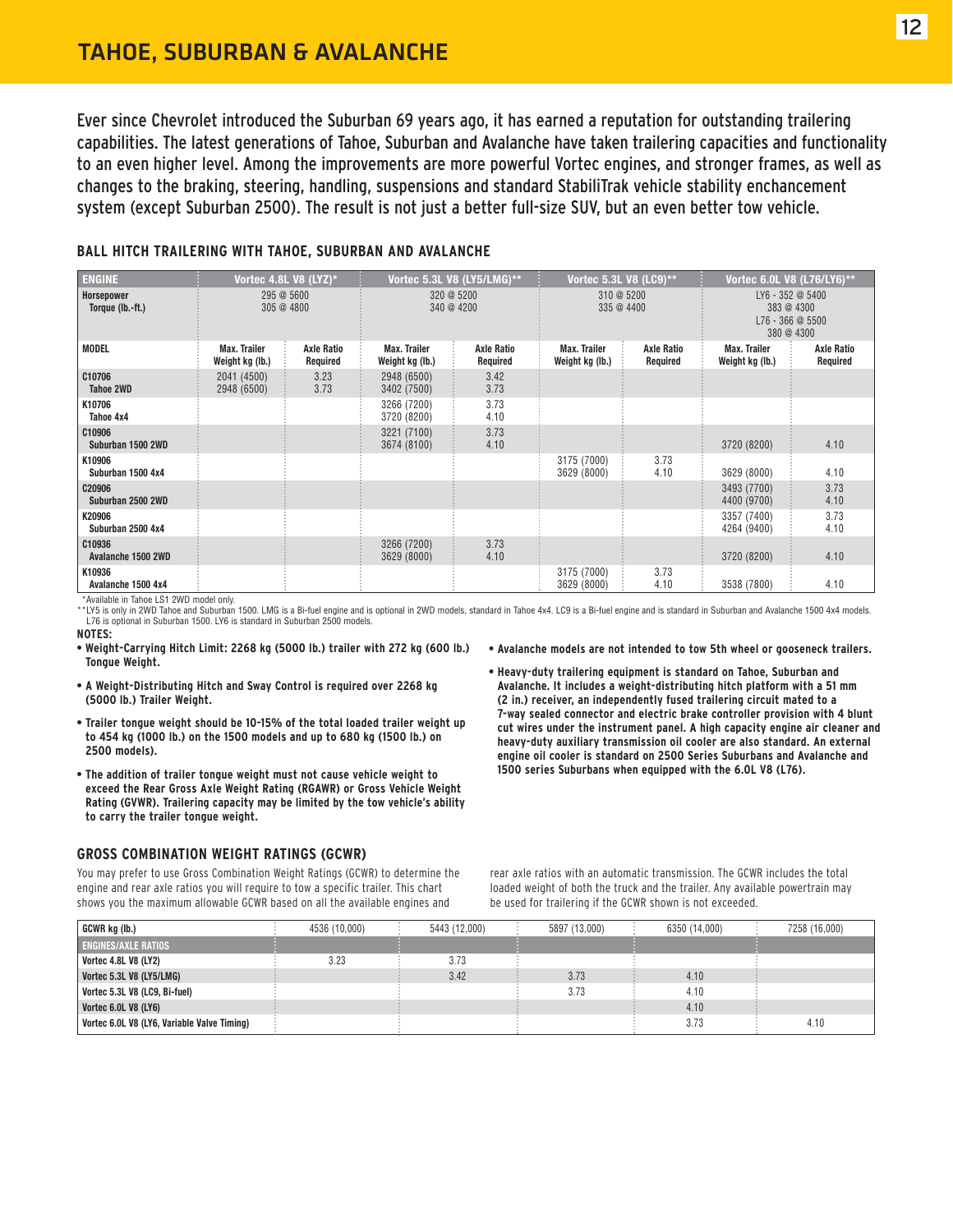# TAHOE, SUBURBAN & AVALANCHE

Ever since Chevrolet introduced the Suburban 69 years ago, it has earned a reputation for outstanding trailering capabilities. The latest generations of Tahoe, Suburban and Avalanche have taken trailering capacities and functionality to an even higher level. Among the improvements are more powerful Vortec engines, and stronger frames, as well as changes to the braking, steering, handling, suspensions and standard StabiliTrak vehicle stability enchancement system (except Suburban 2500). The result is not just a better full-size SUV, but an even better tow vehicle.

## BALL HITCH TRAILERING WITH TAHOE, SUBURBAN AND AVALANCHE

| ENGINE | Vortec 4.8L V8 (LYZ)* | | Vortec 5.3L V8 (LY5/LMG)** | | Vortec 5.3L V8 (LC9)** | | Vortec 6.0L V8 (L76/LY6)** | |
|---|---|---|---|---|---|---|---|---|
| Horsepower<br>Torque (lb.-ft.) | 295 @ 5600<br>305 @ 4800 | | 320 @ 5200<br>340 @ 4200 | | 310 @ 5200<br>335 @ 4400 | | LY6 - 352 @ 5400<br>383 @ 4300<br>L76 - 366 @ 5500<br>380 @ 4300 | |
| MODEL | Max. Trailer Weight kg (lb.) | Axle Ratio Required | Max. Trailer Weight kg (lb.) | Axle Ratio Required | Max. Trailer Weight kg (lb.) | Axle Ratio Required | Max. Trailer Weight kg (lb.) | Axle Ratio Required |
| C10706<br>Tahoe 2WD | 2041 (4500)<br>2948 (6500) | 3.23<br>3.73 | 2948 (6500)<br>3402 (7500) | 3.42<br>3.73 | | | | |
| K10706<br>Tahoe 4x4 | | | 3266 (7200)<br>3720 (8200) | 3.73<br>4.10 | | | | |
| C10906<br>Suburban 1500 2WD | | | 3221 (7100)<br>3674 (8100) | 3.73<br>4.10 | | | 3720 (8200) | 4.10 |
| K10906<br>Suburban 1500 4x4 | | | | | 3175 (7000)<br>3629 (8000) | 3.73<br>4.10 | 3629 (8000) | 4.10 |
| C20906<br>Suburban 2500 2WD | | | | | | | 3493 (7700)<br>4400 (9700) | 3.73<br>4.10 |
| K20906<br>Suburban 2500 4x4 | | | | | | | 3357 (7400)<br>4264 (9400) | 3.73<br>4.10 |
| C10936<br>Avalanche 1500 2WD | | | 3266 (7200)<br>3629 (8000) | 3.73<br>4.10 | | | 3720 (8200) | 4.10 |
| K10936<br>Avalanche 1500 4x4 | | | | | 3175 (7000)<br>3629 (8000) | 3.73<br>4.10 | 3538 (7800) | 4.10 |

*Available in Tahoe LS1 2WD model only.
**LY5 is only in 2WD Tahoe and Suburban 1500. LMG is a Bi-fuel engine and is optional in 2WD models, standard in Tahoe 4x4. LC9 is a Bi-fuel engine and is standard in Suburban and Avalanche 1500 4x4 models. L76 is optional in Suburban 1500. LY6 is standard in Suburban 2500 models.

**NOTES:**

- **Weight-Carrying Hitch Limit: 2268 kg (5000 lb.) trailer with 272 kg (600 lb.) Tongue Weight.**
- **A Weight-Distributing Hitch and Sway Control is required over 2268 kg (5000 lb.) Trailer Weight.**
- **Trailer tongue weight should be 10-15% of the total loaded trailer weight up to 454 kg (1000 lb.) on the 1500 models and up to 680 kg (1500 lb.) on 2500 models).**
- **The addition of trailer tongue weight must not cause vehicle weight to exceed the Rear Gross Axle Weight Rating (RGAWR) or Gross Vehicle Weight Rating (GVWR). Trailering capacity may be limited by the tow vehicle's ability to carry the trailer tongue weight.**
- **Avalanche models are not intended to tow 5th wheel or gooseneck trailers.**
- **Heavy-duty trailering equipment is standard on Tahoe, Suburban and Avalanche. It includes a weight-distributing hitch platform with a 51 mm (2 in.) receiver, an independently fused trailering circuit mated to a 7-way sealed connector and electric brake controller provision with 4 blunt cut wires under the instrument panel. A high capacity engine air cleaner and heavy-duty auxiliary transmission oil cooler are also standard. An external engine oil cooler is standard on 2500 Series Suburbans and Avalanche and 1500 series Suburbans when equipped with the 6.0L V8 (L76).**

## GROSS COMBINATION WEIGHT RATINGS (GCWR)

You may prefer to use Gross Combination Weight Ratings (GCWR) to determine the engine and rear axle ratios you will require to tow a specific trailer. This chart shows you the maximum allowable GCWR based on all the available engines and rear axle ratios with an automatic transmission. The GCWR includes the total loaded weight of both the truck and the trailer. Any available powertrain may be used for trailering if the GCWR shown is not exceeded.

| GCWR kg (lb.) | 4536 (10,000) | 5443 (12,000) | 5897 (13,000) | 6350 (14,000) | 7258 (16,000) |
|---|---|---|---|---|---|
| **ENGINES/AXLE RATIOS** | | | | | |
| Vortec 4.8L V8 (LY2) | 3.23 | 3.73 | | | |
| Vortec 5.3L V8 (LY5/LMG) | | 3.42 | 3.73 | 4.10 | |
| Vortec 5.3L V8 (LC9, Bi-fuel) | | | 3.73 | 4.10 | |
| Vortec 6.0L V8 (LY6) | | | | 4.10 | |
| Vortec 6.0L V8 (LY6, Variable Valve Timing) | | | | 3.73 | 4.10 |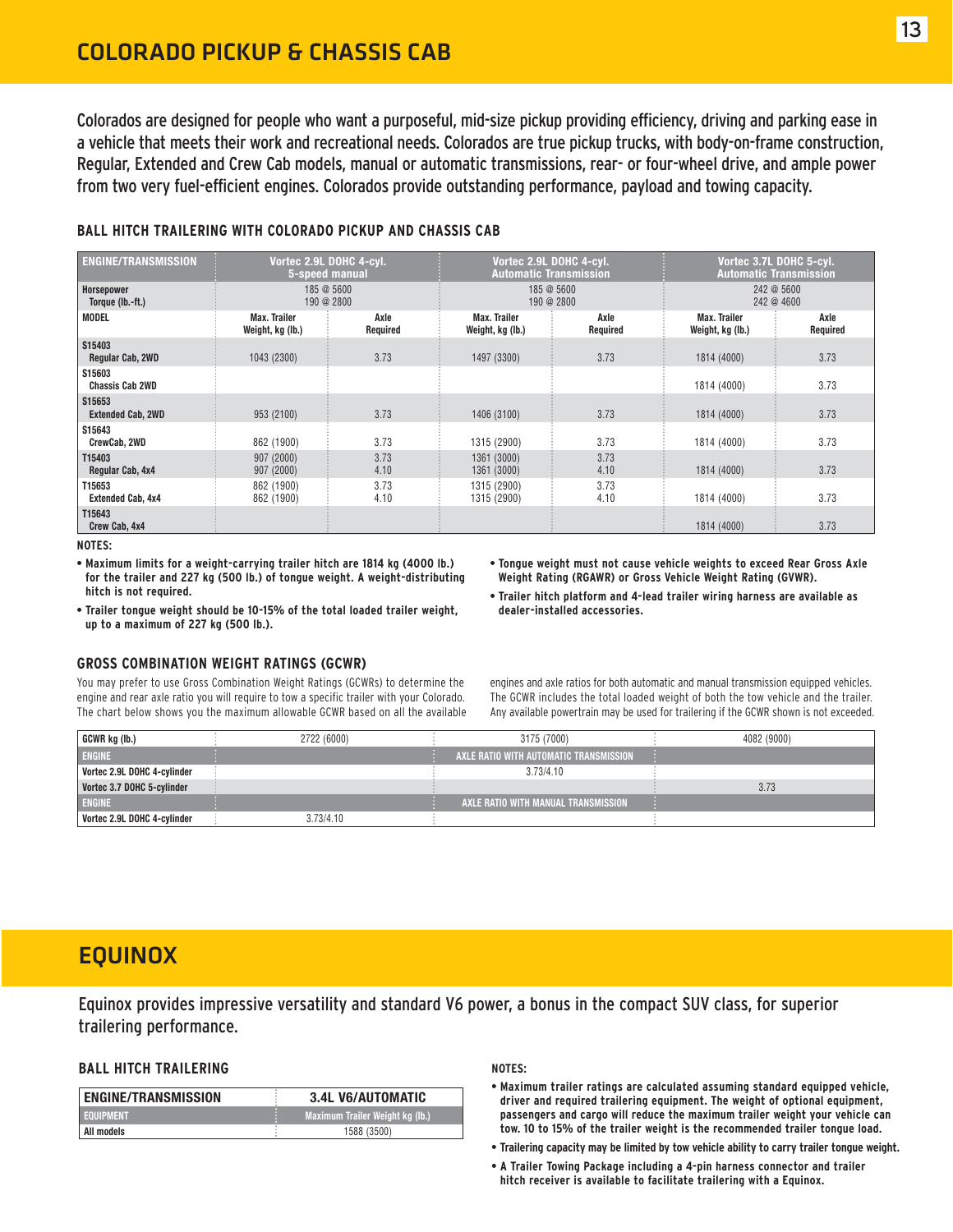# COLORADO PICKUP & CHASSIS CAB

Colorados are designed for people who want a purposeful, mid-size pickup providing efficiency, driving and parking ease in a vehicle that meets their work and recreational needs. Colorados are true pickup trucks, with body-on-frame construction, Regular, Extended and Crew Cab models, manual or automatic transmissions, rear- or four-wheel drive, and ample power from two very fuel-efficient engines. Colorados provide outstanding performance, payload and towing capacity.

### BALL HITCH TRAILERING WITH COLORADO PICKUP AND CHASSIS CAB

| ENGINE/TRANSMISSION | Vortec 2.9L DOHC 4-cyl. 5-speed manual | | Vortec 2.9L DOHC 4-cyl. Automatic Transmission | | Vortec 3.7L DOHC 5-cyl. Automatic Transmission | |
|---|---|---|---|---|---|---|
| Horsepower Torque (lb.-ft.) | 185 @ 5600 190 @ 2800 | | 185 @ 5600 190 @ 2800 | | 242 @ 5600 242 @ 4600 | |
| MODEL | Max. Trailer Weight, kg (lb.) | Axle Required | Max. Trailer Weight, kg (lb.) | Axle Required | Max. Trailer Weight, kg (lb.) | Axle Required |
| S15403 Regular Cab, 2WD | 1043 (2300) | 3.73 | 1497 (3300) | 3.73 | 1814 (4000) | 3.73 |
| S15603 Chassis Cab 2WD | | | | | 1814 (4000) | 3.73 |
| S15653 Extended Cab, 2WD | 953 (2100) | 3.73 | 1406 (3100) | 3.73 | 1814 (4000) | 3.73 |
| S15643 CrewCab, 2WD | 862 (1900) | 3.73 | 1315 (2900) | 3.73 | 1814 (4000) | 3.73 |
| T15403 Regular Cab, 4x4 | 907 (2000) 907 (2000) | 3.73 4.10 | 1361 (3000) 1361 (3000) | 3.73 4.10 | 1814 (4000) | 3.73 |
| T15653 Extended Cab, 4x4 | 862 (1900) 862 (1900) | 3.73 4.10 | 1315 (2900) 1315 (2900) | 3.73 4.10 | 1814 (4000) | 3.73 |
| T15643 Crew Cab, 4x4 | | | | | 1814 (4000) | 3.73 |

**NOTES:**

- **Maximum limits for a weight-carrying trailer hitch are 1814 kg (4000 lb.) for the trailer and 227 kg (500 lb.) of tongue weight. A weight-distributing hitch is not required.**
- **Trailer tongue weight should be 10-15% of the total loaded trailer weight, up to a maximum of 227 kg (500 lb.).**
- **Tongue weight must not cause vehicle weights to exceed Rear Gross Axle Weight Rating (RGAWR) or Gross Vehicle Weight Rating (GVWR).**
- **Trailer hitch platform and 4-lead trailer wiring harness are available as dealer-installed accessories.**

### GROSS COMBINATION WEIGHT RATINGS (GCWR)

You may prefer to use Gross Combination Weight Ratings (GCWRs) to determine the engine and rear axle ratio you will require to tow a specific trailer with your Colorado. The chart below shows you the maximum allowable GCWR based on all the available engines and axle ratios for both automatic and manual transmission equipped vehicles. The GCWR includes the total loaded weight of both the tow vehicle and the trailer. Any available powertrain may be used for trailering if the GCWR shown is not exceeded.

| GCWR kg (lb.) | 2722 (6000) | 3175 (7000) | 4082 (9000) |
|---|---|---|---|
| ENGINE | | AXLE RATIO WITH AUTOMATIC TRANSMISSION | |
| Vortec 2.9L DOHC 4-cylinder | | 3.73/4.10 | |
| Vortec 3.7 DOHC 5-cylinder | | | 3.73 |
| ENGINE | | AXLE RATIO WITH MANUAL TRANSMISSION | |
| Vortec 2.9L DOHC 4-cylinder | 3.73/4.10 | | |

# EQUINOX

Equinox provides impressive versatility and standard V6 power, a bonus in the compact SUV class, for superior trailering performance.

### BALL HITCH TRAILERING

| ENGINE/TRANSMISSION | 3.4L V6/AUTOMATIC |
|---|---|
| EQUIPMENT | Maximum Trailer Weight kg (lb.) |
| All models | 1588 (3500) |

**NOTES:**

- **Maximum trailer ratings are calculated assuming standard equipped vehicle, driver and required trailering equipment. The weight of optional equipment, passengers and cargo will reduce the maximum trailer weight your vehicle can tow. 10 to 15% of the trailer weight is the recommended trailer tongue load.**
- **Trailering capacity may be limited by tow vehicle ability to carry trailer tongue weight.**
- **A Trailer Towing Package including a 4-pin harness connector and trailer hitch receiver is available to facilitate trailering with a Equinox.**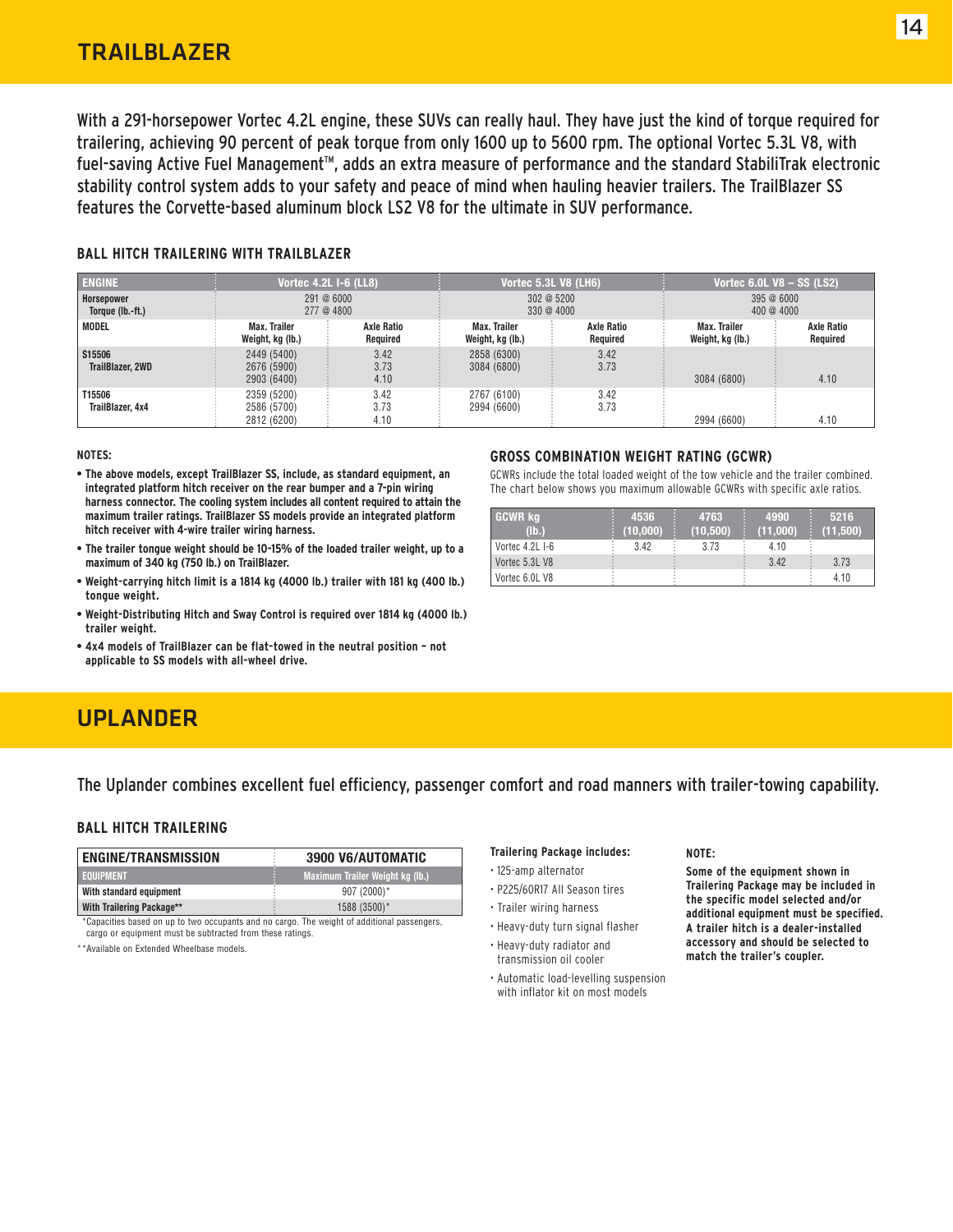# TRAILBLAZER

With a 291-horsepower Vortec 4.2L engine, these SUVs can really haul. They have just the kind of torque required for trailering, achieving 90 percent of peak torque from only 1600 up to 5600 rpm. The optional Vortec 5.3L V8, with fuel-saving Active Fuel Management™, adds an extra measure of performance and the standard StabiliTrak electronic stability control system adds to your safety and peace of mind when hauling heavier trailers. The TrailBlazer SS features the Corvette-based aluminum block LS2 V8 for the ultimate in SUV performance.

### BALL HITCH TRAILERING WITH TRAILBLAZER

| ENGINE | Vortec 4.2L I-6 (LL8) | | Vortec 5.3L V8 (LH6) | | Vortec 6.0L V8 – SS (LS2) | |
|---|---|---|---|---|---|---|
| Horsepower<br>Torque (lb.-ft.) | 291 @ 6000<br>277 @ 4800 | | 302 @ 5200<br>330 @ 4000 | | 395 @ 6000<br>400 @ 4000 | |
| MODEL | Max. Trailer Weight, kg (lb.) | Axle Ratio Required | Max. Trailer Weight, kg (lb.) | Axle Ratio Required | Max. Trailer Weight, kg (lb.) | Axle Ratio Required |
| S15506 TrailBlazer, 2WD | 2449 (5400)<br>2676 (5900)<br>2903 (6400) | 3.42<br>3.73<br>4.10 | 2858 (6300)<br>3084 (6800) | 3.42<br>3.73 | 3084 (6800) | 4.10 |
| T15506 TrailBlazer, 4x4 | 2359 (5200)<br>2586 (5700)<br>2812 (6200) | 3.42<br>3.73<br>4.10 | 2767 (6100)<br>2994 (6600) | 3.42<br>3.73 | 2994 (6600) | 4.10 |

**NOTES:**

- **The above models, except TrailBlazer SS, include, as standard equipment, an integrated platform hitch receiver on the rear bumper and a 7-pin wiring harness connector. The cooling system includes all content required to attain the maximum trailer ratings. TrailBlazer SS models provide an integrated platform hitch receiver with 4-wire trailer wiring harness.**
- **The trailer tongue weight should be 10-15% of the loaded trailer weight, up to a maximum of 340 kg (750 lb.) on TrailBlazer.**
- **Weight-carrying hitch limit is a 1814 kg (4000 lb.) trailer with 181 kg (400 lb.) tongue weight.**
- **Weight-Distributing Hitch and Sway Control is required over 1814 kg (4000 lb.) trailer weight.**
- **4x4 models of TrailBlazer can be flat-towed in the neutral position – not applicable to SS models with all-wheel drive.**

### GROSS COMBINATION WEIGHT RATING (GCWR)

GCWRs include the total loaded weight of the tow vehicle and the trailer combined. The chart below shows you maximum allowable GCWRs with specific axle ratios.

| GCWR kg (lb.) | 4536 (10,000) | 4763 (10,500) | 4990 (11,000) | 5216 (11,500) |
|---|---|---|---|---|
| Vortec 4.2L I-6 | 3.42 | 3.73 | 4.10 | |
| Vortec 5.3L V8 | | | 3.42 | 3.73 |
| Vortec 6.0L V8 | | | | 4.10 |

# UPLANDER

The Uplander combines excellent fuel efficiency, passenger comfort and road manners with trailer-towing capability.

### BALL HITCH TRAILERING

| ENGINE/TRANSMISSION | 3900 V6/AUTOMATIC |
|---|---|
| EQUIPMENT | Maximum Trailer Weight kg (lb.) |
| With standard equipment | 907 (2000)* |
| With Trailering Package** | 1588 (3500)* |

*Capacities based on up to two occupants and no cargo. The weight of additional passengers, cargo or equipment must be subtracted from these ratings.

**Available on Extended Wheelbase models.

**Trailering Package includes:**

- 125-amp alternator
- P225/60R17 All Season tires
- Trailer wiring harness
- Heavy-duty turn signal flasher
- Heavy-duty radiator and transmission oil cooler
- Automatic load-levelling suspension with inflator kit on most models

**NOTE:**

**Some of the equipment shown in Trailering Package may be included in the specific model selected and/or additional equipment must be specified. A trailer hitch is a dealer-installed accessory and should be selected to match the trailer's coupler.**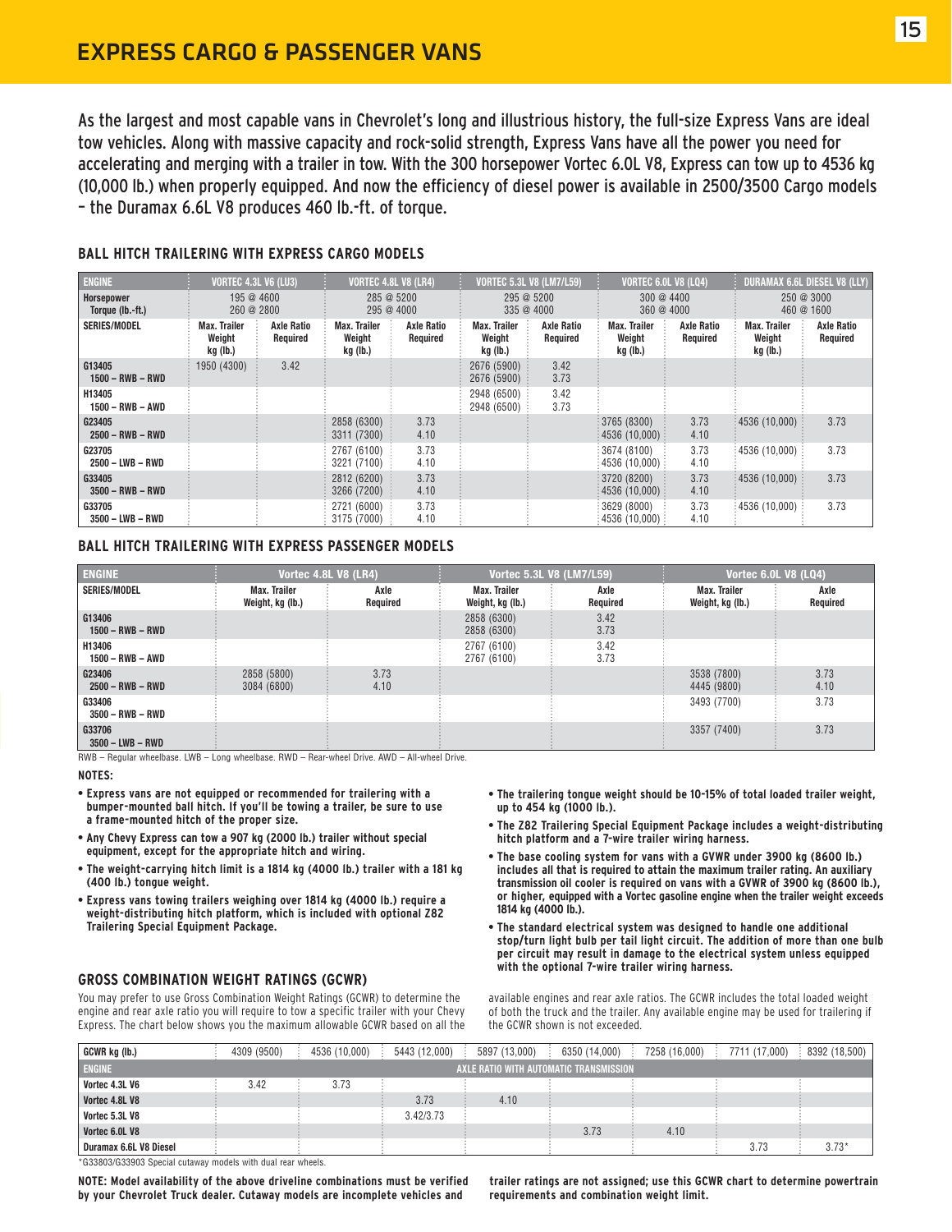## EXPRESS CARGO & PASSENGER VANS

As the largest and most capable vans in Chevrolet's long and illustrious history, the full-size Express Vans are ideal tow vehicles. Along with massive capacity and rock-solid strength, Express Vans have all the power you need for accelerating and merging with a trailer in tow. With the 300 horsepower Vortec 6.0L V8, Express can tow up to 4536 kg (10,000 lb.) when properly equipped. And now the efficiency of diesel power is available in 2500/3500 Cargo models – the Duramax 6.6L V8 produces 460 lb.-ft. of torque.

### BALL HITCH TRAILERING WITH EXPRESS CARGO MODELS

| ENGINE | VORTEC 4.3L V6 (LU3) | | VORTEC 4.8L V8 (LR4) | | VORTEC 5.3L V8 (LM7/L59) | | VORTEC 6.0L V8 (LQ4) | | DURAMAX 6.6L DIESEL V8 (LLY) | |
|---|---|---|---|---|---|---|---|---|---|---|
| Horsepower<br>Torque (lb.-ft.) | 195 @ 4600<br>260 @ 2800 | | 285 @ 5200<br>295 @ 4000 | | 295 @ 5200<br>335 @ 4000 | | 300 @ 4400<br>360 @ 4000 | | 250 @ 3000<br>460 @ 1600 | |
| SERIES/MODEL | Max. Trailer Weight kg (lb.) | Axle Ratio Required | Max. Trailer Weight kg (lb.) | Axle Ratio Required | Max. Trailer Weight kg (lb.) | Axle Ratio Required | Max. Trailer Weight kg (lb.) | Axle Ratio Required | Max. Trailer Weight kg (lb.) | Axle Ratio Required |
| G13405<br>1500 – RWB – RWD | 1950 (4300) | 3.42 | | | 2676 (5900)<br>2676 (5900) | 3.42<br>3.73 | | | | |
| H13405<br>1500 – RWB – AWD | | | | | 2948 (6500)<br>2948 (6500) | 3.42<br>3.73 | | | | |
| G23405<br>2500 – RWB – RWD | | | 2858 (6300)<br>3311 (7300) | 3.73<br>4.10 | | | 3765 (8300)<br>4536 (10,000) | 3.73<br>4.10 | 4536 (10,000) | 3.73 |
| G23705<br>2500 – LWB – RWD | | | 2767 (6100)<br>3221 (7100) | 3.73<br>4.10 | | | 3674 (8100)<br>4536 (10,000) | 3.73<br>4.10 | 4536 (10,000) | 3.73 |
| G33405<br>3500 – RWB – RWD | | | 2812 (6200)<br>3266 (7200) | 3.73<br>4.10 | | | 3720 (8200)<br>4536 (10,000) | 3.73<br>4.10 | 4536 (10,000) | 3.73 |
| G33705<br>3500 – LWB – RWD | | | 2721 (6000)<br>3175 (7000) | 3.73<br>4.10 | | | 3629 (8000)<br>4536 (10,000) | 3.73<br>4.10 | 4536 (10,000) | 3.73 |

### BALL HITCH TRAILERING WITH EXPRESS PASSENGER MODELS

| ENGINE | Vortec 4.8L V8 (LR4) | | Vortec 5.3L V8 (LM7/L59) | | Vortec 6.0L V8 (LQ4) | |
|---|---|---|---|---|---|---|
| SERIES/MODEL | Max. Trailer Weight, kg (lb.) | Axle Required | Max. Trailer Weight, kg (lb.) | Axle Required | Max. Trailer Weight, kg (lb.) | Axle Required |
| G13406<br>1500 – RWB – RWD | | | 2858 (6300)<br>2858 (6300) | 3.42<br>3.73 | | |
| H13406<br>1500 – RWB – AWD | | | 2767 (6100)<br>2767 (6100) | 3.42<br>3.73 | | |
| G23406<br>2500 – RWB – RWD | 2858 (5800)<br>3084 (6800) | 3.73<br>4.10 | | | 3538 (7800)<br>4445 (9800) | 3.73<br>4.10 |
| G33406<br>3500 – RWB – RWD | | | | | 3493 (7700) | 3.73 |
| G33706<br>3500 – LWB – RWD | | | | | 3357 (7400) | 3.73 |

RWB – Regular wheelbase. LWB – Long wheelbase. RWD – Rear-wheel Drive. AWD – All-wheel Drive.

**NOTES:**

- **Express vans are not equipped or recommended for trailering with a bumper-mounted ball hitch. If you'll be towing a trailer, be sure to use a frame-mounted hitch of the proper size.**
- **Any Chevy Express can tow a 907 kg (2000 lb.) trailer without special equipment, except for the appropriate hitch and wiring.**
- **The weight-carrying hitch limit is a 1814 kg (4000 lb.) trailer with a 181 kg (400 lb.) tongue weight.**
- **Express vans towing trailers weighing over 1814 kg (4000 lb.) require a weight-distributing hitch platform, which is included with optional Z82 Trailering Special Equipment Package.**
- **The trailering tongue weight should be 10-15% of total loaded trailer weight, up to 454 kg (1000 lb.).**
- **The Z82 Trailering Special Equipment Package includes a weight-distributing hitch platform and a 7-wire trailer wiring harness.**
- **The base cooling system for vans with a GVWR under 3900 kg (8600 lb.) includes all that is required to attain the maximum trailer rating. An auxiliary transmission oil cooler is required on vans with a GVWR of 3900 kg (8600 lb.), or higher, equipped with a Vortec gasoline engine when the trailer weight exceeds 1814 kg (4000 lb.).**
- **The standard electrical system was designed to handle one additional stop/turn light bulb per tail light circuit. The addition of more than one bulb per circuit may result in damage to the electrical system unless equipped with the optional 7-wire trailer wiring harness.**

### GROSS COMBINATION WEIGHT RATINGS (GCWR)

You may prefer to use Gross Combination Weight Ratings (GCWR) to determine the engine and rear axle ratio you will require to tow a specific trailer with your Chevy Express. The chart below shows you the maximum allowable GCWR based on all the available engines and rear axle ratios. The GCWR includes the total loaded weight of both the truck and the trailer. Any available engine may be used for trailering if the GCWR shown is not exceeded.

| GCWR kg (lb.) | 4309 (9500) | 4536 (10,000) | 5443 (12,000) | 5897 (13,000) | 6350 (14,000) | 7258 (16,000) | 7711 (17,000) | 8392 (18,500) |
|---|---|---|---|---|---|---|---|---|
| ENGINE | AXLE RATIO WITH AUTOMATIC TRANSMISSION | | | | | | | |
| Vortec 4.3L V6 | 3.42 | 3.73 | | | | | | |
| Vortec 4.8L V8 | | | 3.73 | 4.10 | | | | |
| Vortec 5.3L V8 | | | 3.42/3.73 | | | | | |
| Vortec 6.0L V8 | | | | | 3.73 | 4.10 | | |
| Duramax 6.6L V8 Diesel | | | | | | | 3.73 | 3.73* |

*G33803/G33903 Special cutaway models with dual rear wheels.

**NOTE: Model availability of the above driveline combinations must be verified by your Chevrolet Truck dealer. Cutaway models are incomplete vehicles and trailer ratings are not assigned; use this GCWR chart to determine powertrain requirements and combination weight limit.**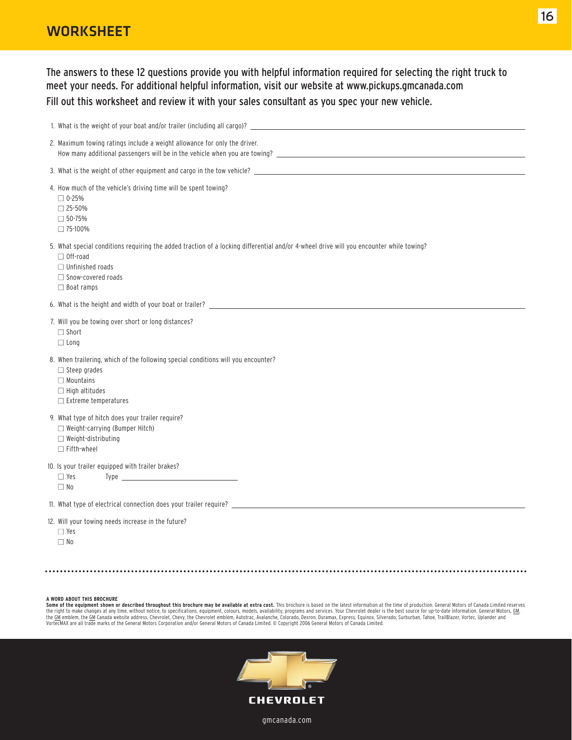# WORKSHEET

The answers to these 12 questions provide you with helpful information required for selecting the right truck to meet your needs. For additional helpful information, visit our website at www.pickups.gmcanada.com

Fill out this worksheet and review it with your sales consultant as you spec your new vehicle.

1. What is the weight of your boat and/or trailer (including all cargo)? ______________________

2. Maximum towing ratings include a weight allowance for only the driver.
   How many additional passengers will be in the vehicle when you are towing? ______________________

3. What is the weight of other equipment and cargo in the tow vehicle? ______________________

4. How much of the vehicle's driving time will be spent towing?
   - ☐ 0-25%
   - ☐ 25-50%
   - ☐ 50-75%
   - ☐ 75-100%

5. What special conditions requiring the added traction of a locking differential and/or 4-wheel drive will you encounter while towing?
   - ☐ Off-road
   - ☐ Unfinished roads
   - ☐ Snow-covered roads
   - ☐ Boat ramps

6. What is the height and width of your boat or trailer? ______________________

7. Will you be towing over short or long distances?
   - ☐ Short
   - ☐ Long

8. When trailering, which of the following special conditions will you encounter?
   - ☐ Steep grades
   - ☐ Mountains
   - ☐ High altitudes
   - ☐ Extreme temperatures

9. What type of hitch does your trailer require?
   - ☐ Weight-carrying (Bumper Hitch)
   - ☐ Weight-distributing
   - ☐ Fifth-wheel

10. Is your trailer equipped with trailer brakes?
    - ☐ Yes Type ______________________
    - ☐ No

11. What type of electrical connection does your trailer require? ______________________

12. Will your towing needs increase in the future?
    - ☐ Yes
    - ☐ No

**A WORD ABOUT THIS BROCHURE**

**Some of the equipment shown or described throughout this brochure may be available at extra cost.** This brochure is based on the latest information at the time of production. General Motors of Canada Limited reserves the right to make changes at any time, without notice, to specifications, equipment, colours, models, availability, programs and services. Your Chevrolet dealer is the best source for up-to-date information. General Motors, GM, the GM emblem, the GM Canada website address, Chevrolet, Chevy, the Chevrolet emblem, Autotrac, Avalanche, Colorado, Dexron, Duramax, Express, Equinox, Silverado, Surburban, Tahoe, TrailBlazer, Vortec, Uplander and VortecMAX are all trade marks of the General Motors Corporation and/or General Motors of Canada Limited. © Copyright 2006 General Motors of Canada Limited.

CHEVROLET

gmcanada.com